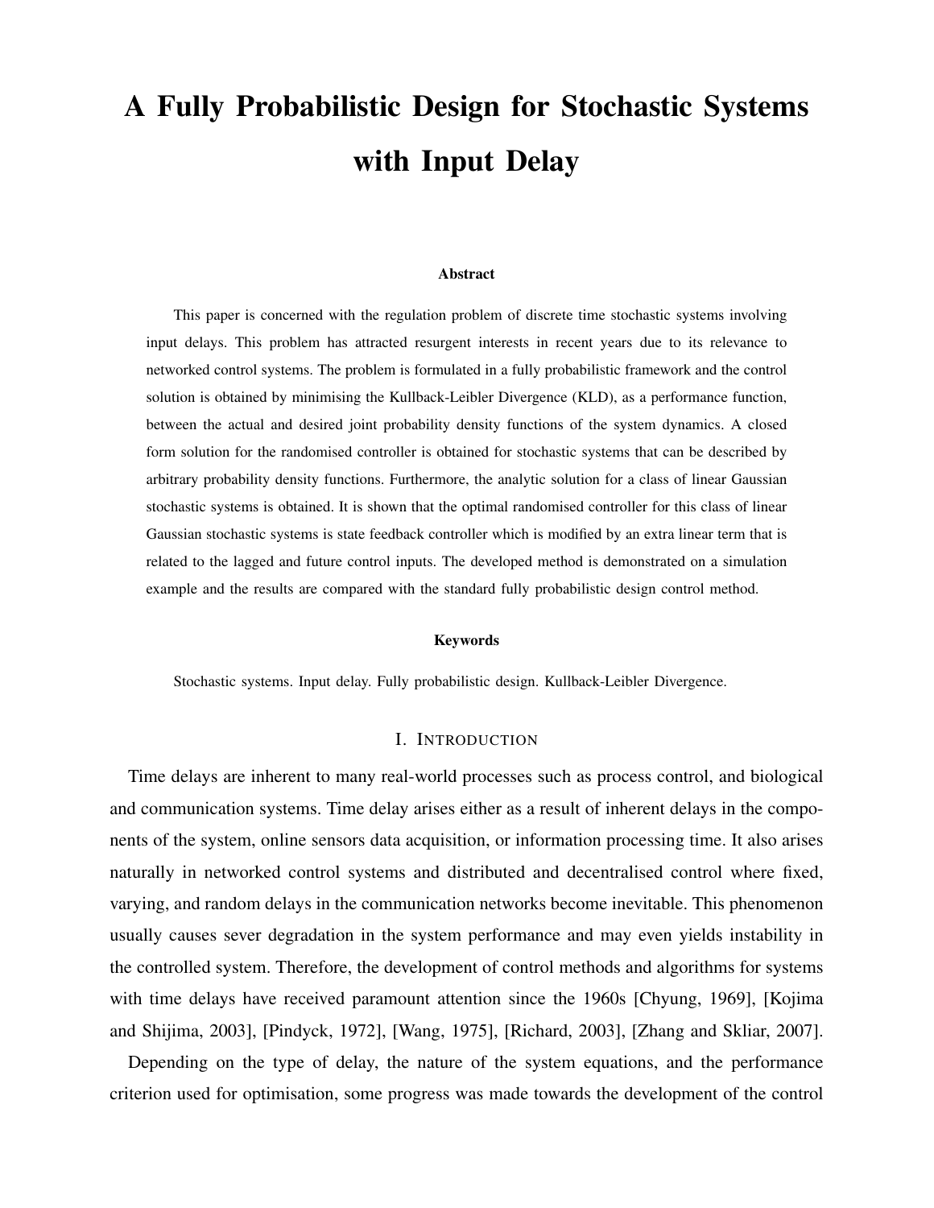# A Fully Probabilistic Design for Stochastic Systems with Input Delay

### Abstract

This paper is concerned with the regulation problem of discrete time stochastic systems involving input delays. This problem has attracted resurgent interests in recent years due to its relevance to networked control systems. The problem is formulated in a fully probabilistic framework and the control solution is obtained by minimising the Kullback-Leibler Divergence (KLD), as a performance function, between the actual and desired joint probability density functions of the system dynamics. A closed form solution for the randomised controller is obtained for stochastic systems that can be described by arbitrary probability density functions. Furthermore, the analytic solution for a class of linear Gaussian stochastic systems is obtained. It is shown that the optimal randomised controller for this class of linear Gaussian stochastic systems is state feedback controller which is modified by an extra linear term that is related to the lagged and future control inputs. The developed method is demonstrated on a simulation example and the results are compared with the standard fully probabilistic design control method.

### Keywords

Stochastic systems. Input delay. Fully probabilistic design. Kullback-Leibler Divergence.

## I. Introduction

Time delays are inherent to many real-world processes such as process control, and biological and communication systems. Time delay arises either as a result of inherent delays in the components of the system, online sensors data acquisition, or information processing time. It also arises naturally in networked control systems and distributed and decentralised control where fixed, varying, and random delays in the communication networks become inevitable. This phenomenon usually causes sever degradation in the system performance and may even yields instability in the controlled system. Therefore, the development of control methods and algorithms for systems with time delays have received paramount attention since the 1960s [Chyung, 1969], [Kojima and Shijima, 2003], [Pindyck, 1972], [Wang, 1975], [Richard, 2003], [Zhang and Skliar, 2007].

Depending on the type of delay, the nature of the system equations, and the performance criterion used for optimisation, some progress was made towards the development of the control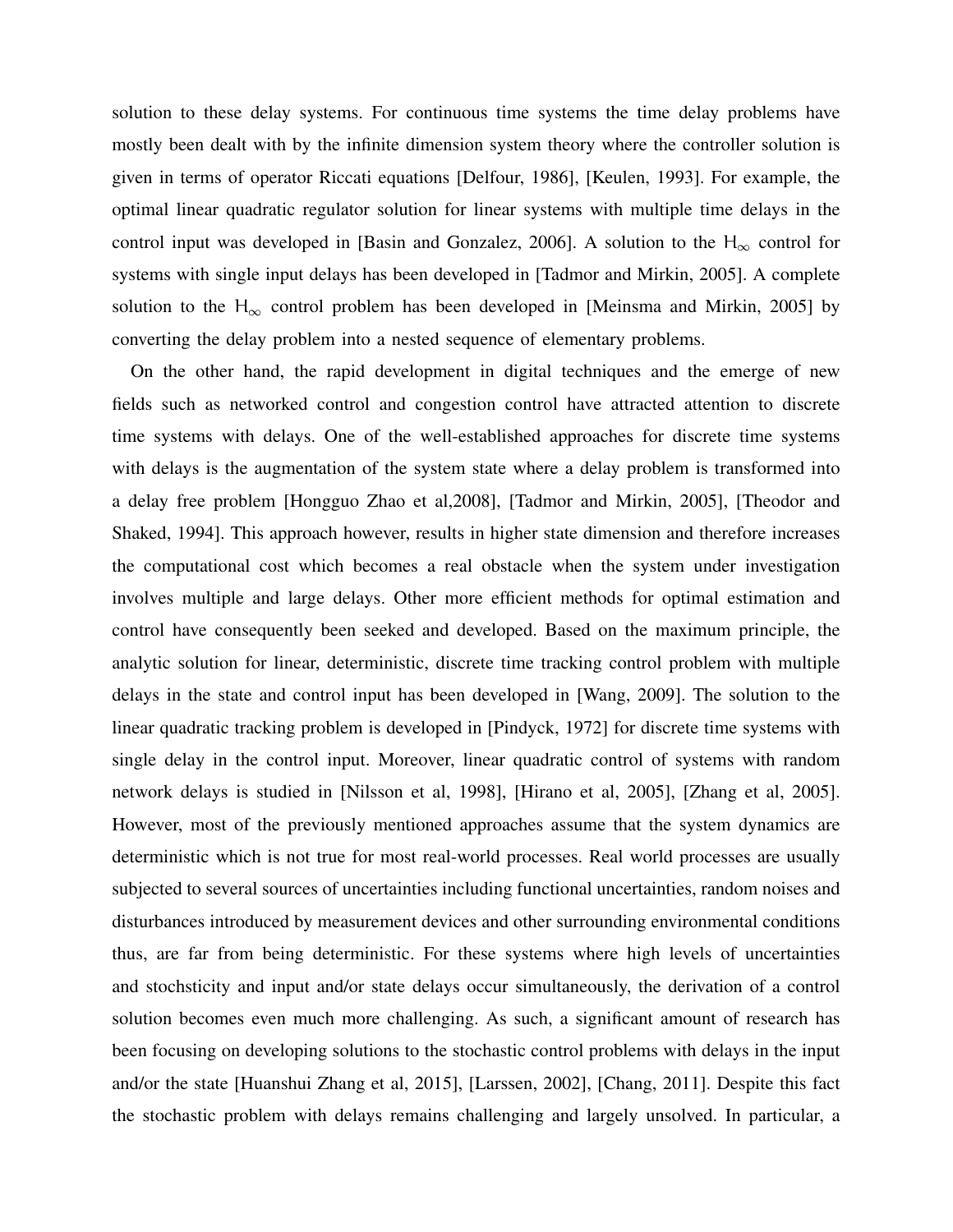solution to these delay systems. For continuous time systems the time delay problems have mostly been dealt with by the infinite dimension system theory where the controller solution is given in terms of operator Riccati equations [Delfour, 1986], [Keulen, 1993]. For example, the optimal linear quadratic regulator solution for linear systems with multiple time delays in the control input was developed in [Basin and Gonzalez, 2006]. A solution to the $H_\infty$ control for systems with single input delays has been developed in [Tadmor and Mirkin, 2005]. A complete solution to the $H_\infty$ control problem has been developed in [Meinsma and Mirkin, 2005] by converting the delay problem into a nested sequence of elementary problems.

On the other hand, the rapid development in digital techniques and the emerge of new fields such as networked control and congestion control have attracted attention to discrete time systems with delays. One of the well-established approaches for discrete time systems with delays is the augmentation of the system state where a delay problem is transformed into a delay free problem [Hongguo Zhao et al,2008], [Tadmor and Mirkin, 2005], [Theodor and Shaked, 1994]. This approach however, results in higher state dimension and therefore increases the computational cost which becomes a real obstacle when the system under investigation involves multiple and large delays. Other more efficient methods for optimal estimation and control have consequently been seeked and developed. Based on the maximum principle, the analytic solution for linear, deterministic, discrete time tracking control problem with multiple delays in the state and control input has been developed in [Wang, 2009]. The solution to the linear quadratic tracking problem is developed in [Pindyck, 1972] for discrete time systems with single delay in the control input. Moreover, linear quadratic control of systems with random network delays is studied in [Nilsson et al, 1998], [Hirano et al, 2005], [Zhang et al, 2005]. However, most of the previously mentioned approaches assume that the system dynamics are deterministic which is not true for most real-world processes. Real world processes are usually subjected to several sources of uncertainties including functional uncertainties, random noises and disturbances introduced by measurement devices and other surrounding environmental conditions thus, are far from being deterministic. For these systems where high levels of uncertainties and stochsticity and input and/or state delays occur simultaneously, the derivation of a control solution becomes even much more challenging. As such, a significant amount of research has been focusing on developing solutions to the stochastic control problems with delays in the input and/or the state [Huanshui Zhang et al, 2015], [Larssen, 2002], [Chang, 2011]. Despite this fact the stochastic problem with delays remains challenging and largely unsolved. In particular, a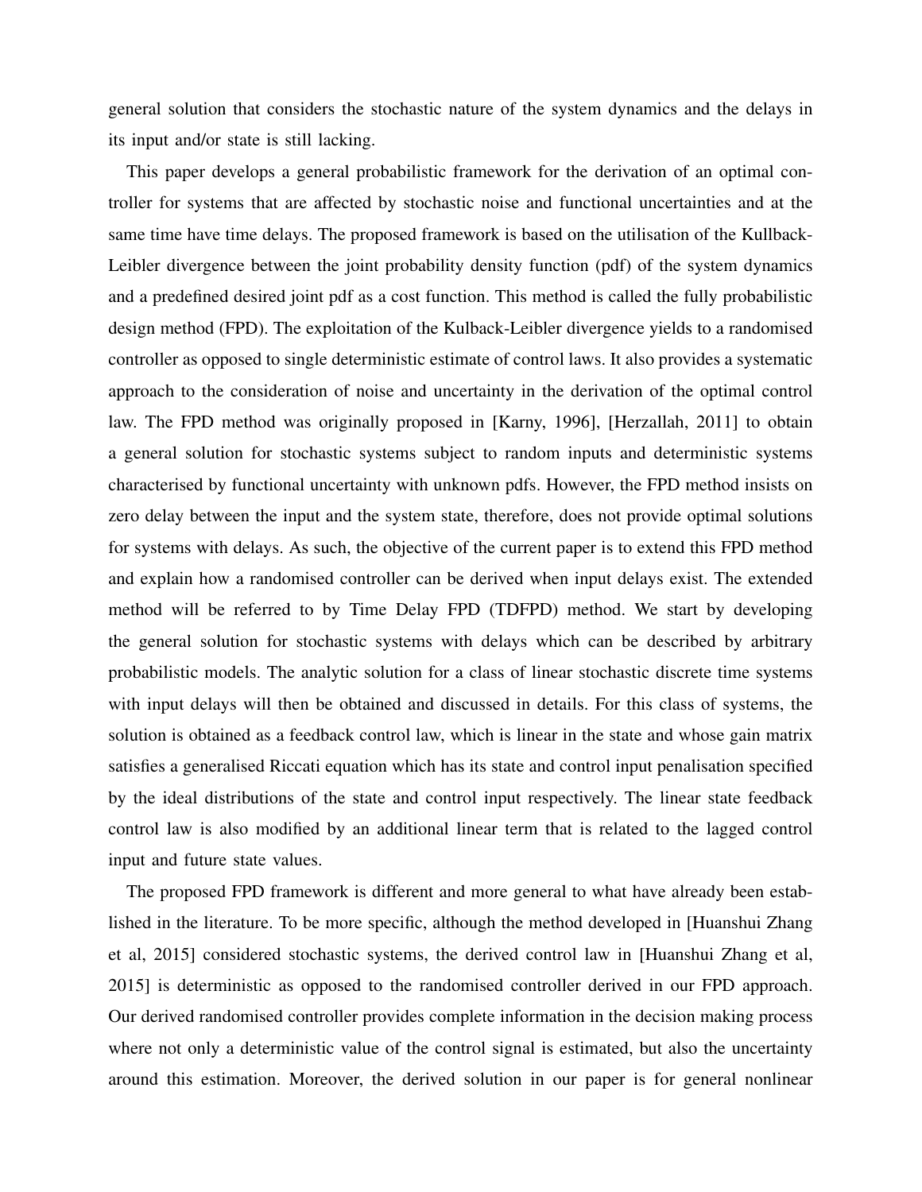general solution that considers the stochastic nature of the system dynamics and the delays in its input and/or state is still lacking.

This paper develops a general probabilistic framework for the derivation of an optimal controller for systems that are affected by stochastic noise and functional uncertainties and at the same time have time delays. The proposed framework is based on the utilisation of the Kullback-Leibler divergence between the joint probability density function (pdf) of the system dynamics and a predefined desired joint pdf as a cost function. This method is called the fully probabilistic design method (FPD). The exploitation of the Kulback-Leibler divergence yields to a randomised controller as opposed to single deterministic estimate of control laws. It also provides a systematic approach to the consideration of noise and uncertainty in the derivation of the optimal control law. The FPD method was originally proposed in [Karny, 1996], [Herzallah, 2011] to obtain a general solution for stochastic systems subject to random inputs and deterministic systems characterised by functional uncertainty with unknown pdfs. However, the FPD method insists on zero delay between the input and the system state, therefore, does not provide optimal solutions for systems with delays. As such, the objective of the current paper is to extend this FPD method and explain how a randomised controller can be derived when input delays exist. The extended method will be referred to by Time Delay FPD (TDFPD) method. We start by developing the general solution for stochastic systems with delays which can be described by arbitrary probabilistic models. The analytic solution for a class of linear stochastic discrete time systems with input delays will then be obtained and discussed in details. For this class of systems, the solution is obtained as a feedback control law, which is linear in the state and whose gain matrix satisfies a generalised Riccati equation which has its state and control input penalisation specified by the ideal distributions of the state and control input respectively. The linear state feedback control law is also modified by an additional linear term that is related to the lagged control input and future state values.

The proposed FPD framework is different and more general to what have already been established in the literature. To be more specific, although the method developed in [Huanshui Zhang et al, 2015] considered stochastic systems, the derived control law in [Huanshui Zhang et al, 2015] is deterministic as opposed to the randomised controller derived in our FPD approach. Our derived randomised controller provides complete information in the decision making process where not only a deterministic value of the control signal is estimated, but also the uncertainty around this estimation. Moreover, the derived solution in our paper is for general nonlinear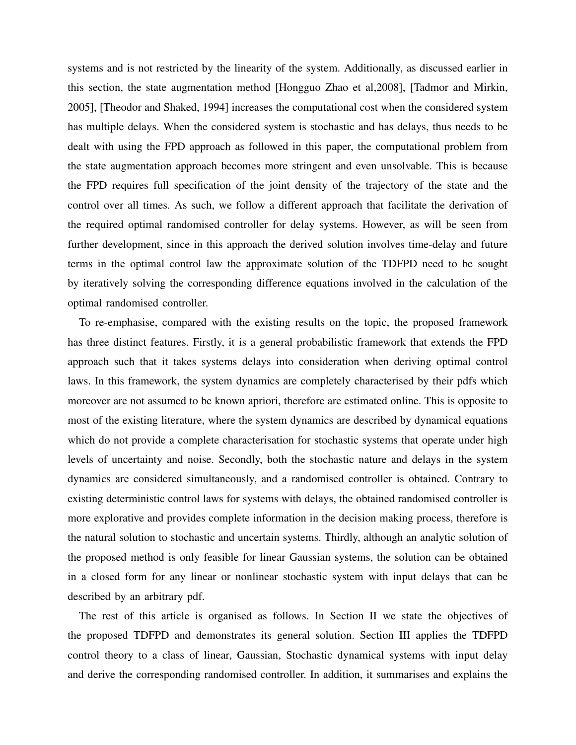systems and is not restricted by the linearity of the system. Additionally, as discussed earlier in this section, the state augmentation method [Hongguo Zhao et al,2008], [Tadmor and Mirkin, 2005], [Theodor and Shaked, 1994] increases the computational cost when the considered system has multiple delays. When the considered system is stochastic and has delays, thus needs to be dealt with using the FPD approach as followed in this paper, the computational problem from the state augmentation approach becomes more stringent and even unsolvable. This is because the FPD requires full specification of the joint density of the trajectory of the state and the control over all times. As such, we follow a different approach that facilitate the derivation of the required optimal randomised controller for delay systems. However, as will be seen from further development, since in this approach the derived solution involves time-delay and future terms in the optimal control law the approximate solution of the TDFPD need to be sought by iteratively solving the corresponding difference equations involved in the calculation of the optimal randomised controller.

To re-emphasise, compared with the existing results on the topic, the proposed framework has three distinct features. Firstly, it is a general probabilistic framework that extends the FPD approach such that it takes systems delays into consideration when deriving optimal control laws. In this framework, the system dynamics are completely characterised by their pdfs which moreover are not assumed to be known apriori, therefore are estimated online. This is opposite to most of the existing literature, where the system dynamics are described by dynamical equations which do not provide a complete characterisation for stochastic systems that operate under high levels of uncertainty and noise. Secondly, both the stochastic nature and delays in the system dynamics are considered simultaneously, and a randomised controller is obtained. Contrary to existing deterministic control laws for systems with delays, the obtained randomised controller is more explorative and provides complete information in the decision making process, therefore is the natural solution to stochastic and uncertain systems. Thirdly, although an analytic solution of the proposed method is only feasible for linear Gaussian systems, the solution can be obtained in a closed form for any linear or nonlinear stochastic system with input delays that can be described by an arbitrary pdf.

The rest of this article is organised as follows. In Section II we state the objectives of the proposed TDFPD and demonstrates its general solution. Section III applies the TDFPD control theory to a class of linear, Gaussian, Stochastic dynamical systems with input delay and derive the corresponding randomised controller. In addition, it summarises and explains the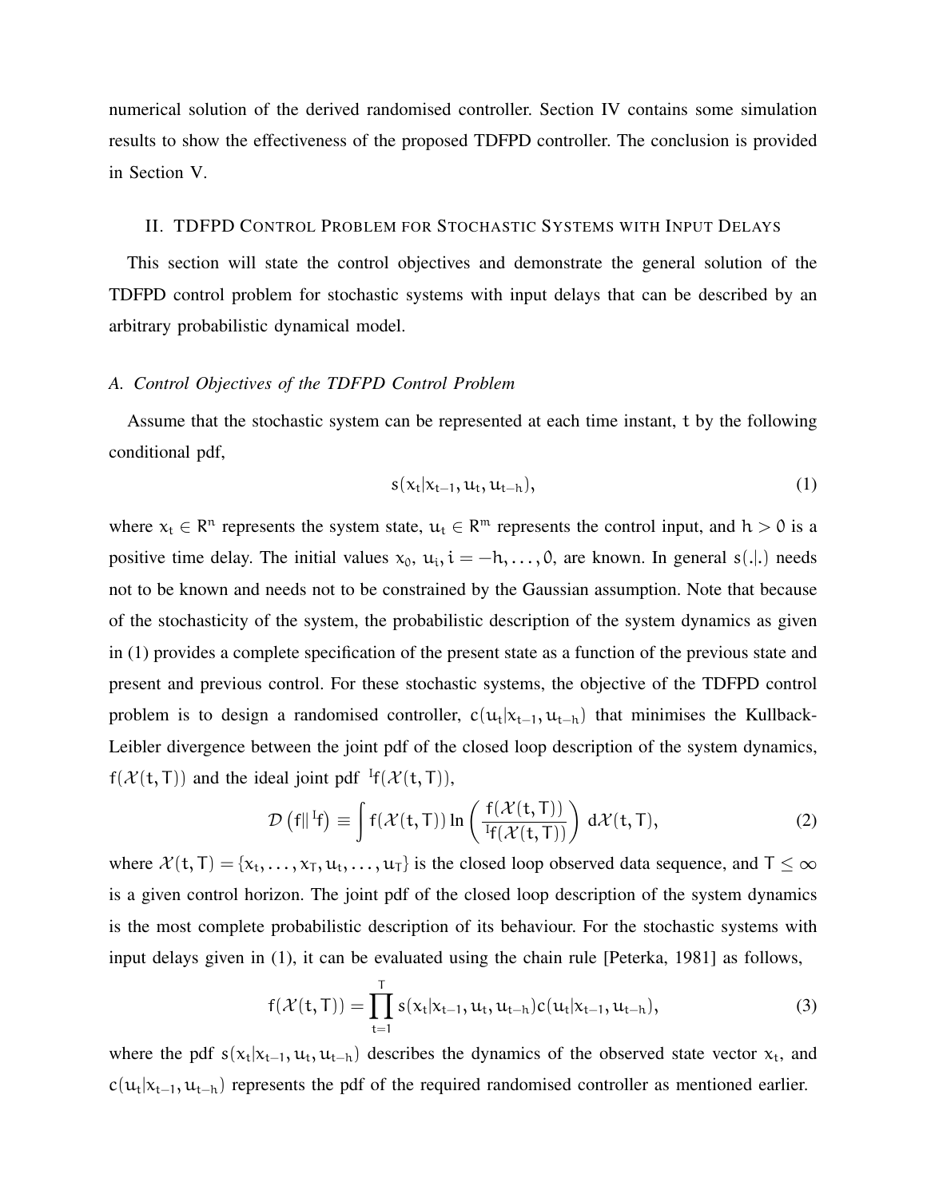numerical solution of the derived randomised controller. Section IV contains some simulation results to show the effectiveness of the proposed TDFPD controller. The conclusion is provided in Section V.

## II. TDFPD Control Problem for Stochastic Systems with Input Delays

This section will state the control objectives and demonstrate the general solution of the TDFPD control problem for stochastic systems with input delays that can be described by an arbitrary probabilistic dynamical model.

### A. Control Objectives of the TDFPD Control Problem

Assume that the stochastic system can be represented at each time instant, $t$ by the following conditional pdf,

$$s(x_t|x_{t-1}, u_t, u_{t-h}), \tag{1}$$

where $x_t \in R^n$ represents the system state, $u_t \in R^m$ represents the control input, and $h > 0$ is a positive time delay. The initial values $x_0$, $u_i, i = -h, \ldots, 0$, are known. In general $s(.|.)$ needs not to be known and needs not to be constrained by the Gaussian assumption. Note that because of the stochasticity of the system, the probabilistic description of the system dynamics as given in (1) provides a complete specification of the present state as a function of the previous state and present and previous control. For these stochastic systems, the objective of the TDFPD control problem is to design a randomised controller, $c(u_t|x_{t-1}, u_{t-h})$ that minimises the Kullback-Leibler divergence between the joint pdf of the closed loop description of the system dynamics, $f(\mathcal{X}(t,T))$ and the ideal joint pdf ${}^{I}f(\mathcal{X}(t,T))$,

$$\mathcal{D}\left(f \| {}^{I}f\right) \equiv \int f(\mathcal{X}(t,T)) \ln\left(\frac{f(\mathcal{X}(t,T))}{{}^{I}f(\mathcal{X}(t,T))}\right) d\mathcal{X}(t,T), \tag{2}$$

where $\mathcal{X}(t,T) = \{x_t, \ldots, x_T, u_t, \ldots, u_T\}$ is the closed loop observed data sequence, and $T \leq \infty$ is a given control horizon. The joint pdf of the closed loop description of the system dynamics is the most complete probabilistic description of its behaviour. For the stochastic systems with input delays given in (1), it can be evaluated using the chain rule [Peterka, 1981] as follows,

$$f(\mathcal{X}(t,T)) = \prod_{t=1}^{T} s(x_t|x_{t-1}, u_t, u_{t-h}) c(u_t|x_{t-1}, u_{t-h}), \tag{3}$$

where the pdf $s(x_t|x_{t-1}, u_t, u_{t-h})$ describes the dynamics of the observed state vector $x_t$, and $c(u_t|x_{t-1}, u_{t-h})$ represents the pdf of the required randomised controller as mentioned earlier.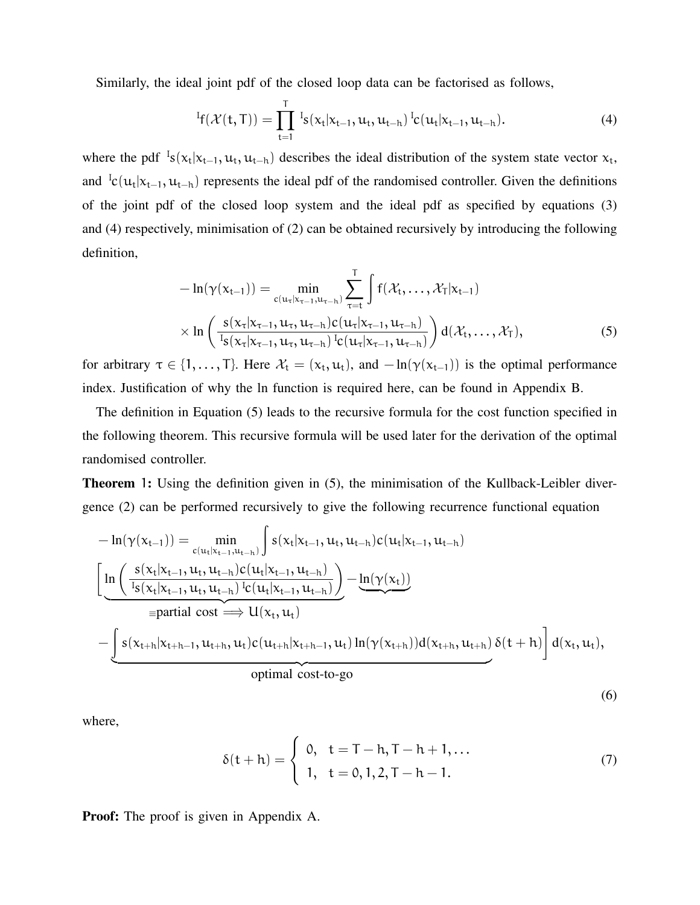Similarly, the ideal joint pdf of the closed loop data can be factorised as follows,

$$
{}^{I}f(\mathcal{X}(t,T)) = \prod_{t=1}^{T} {}^{I}s(x_t|x_{t-1}, u_t, u_{t-h})\, {}^{I}c(u_t|x_{t-1}, u_{t-h}). \tag{4}
$$

where the pdf ${}^{I}s(x_t|x_{t-1}, u_t, u_{t-h})$ describes the ideal distribution of the system state vector $x_t$, and ${}^{I}c(u_t|x_{t-1}, u_{t-h})$ represents the ideal pdf of the randomised controller. Given the definitions of the joint pdf of the closed loop system and the ideal pdf as specified by equations (3) and (4) respectively, minimisation of (2) can be obtained recursively by introducing the following definition,

$$
\begin{aligned}
-\ln(\gamma(x_{t-1})) &= \min_{c(u_\tau|x_{\tau-1},u_{\tau-h})} \sum_{\tau=t}^{T} \int f(\mathcal{X}_t, \ldots, \mathcal{X}_T|x_{t-1}) \\
&\times \ln\left(\frac{s(x_\tau|x_{\tau-1}, u_\tau, u_{\tau-h})c(u_\tau|x_{\tau-1}, u_{\tau-h})}{{}^{I}s(x_\tau|x_{\tau-1}, u_\tau, u_{\tau-h})\, {}^{I}c(u_\tau|x_{\tau-1}, u_{\tau-h})}\right) d(\mathcal{X}_t, \ldots, \mathcal{X}_T),
\end{aligned} \tag{5}
$$

for arbitrary $\tau \in \{1, \ldots, T\}$. Here $\mathcal{X}_t = (x_t, u_t)$, and $-\ln(\gamma(x_{t-1}))$ is the optimal performance index. Justification of why the ln function is required here, can be found in Appendix B.

The definition in Equation (5) leads to the recursive formula for the cost function specified in the following theorem. This recursive formula will be used later for the derivation of the optimal randomised controller.

**Theorem 1:** Using the definition given in (5), the minimisation of the Kullback-Leibler divergence (2) can be performed recursively to give the following recurrence functional equation

$$
\begin{aligned}
-\ln(\gamma(x_{t-1})) &= \min_{c(u_t|x_{t-1},u_{t-h})} \int s(x_t|x_{t-1}, u_t, u_{t-h})c(u_t|x_{t-1}, u_{t-h}) \\
&\Bigg[\underbrace{\ln\left(\frac{s(x_t|x_{t-1}, u_t, u_{t-h})c(u_t|x_{t-1}, u_{t-h})}{{}^{I}s(x_t|x_{t-1}, u_t, u_{t-h})\, {}^{I}c(u_t|x_{t-1}, u_{t-h})}\right)}_{\equiv \text{partial cost} \implies U(x_t, u_t)} - \underbrace{\ln(\gamma(x_t))} \\
&- \underbrace{\int s(x_{t+h}|x_{t+h-1}, u_{t+h}, u_t)c(u_{t+h}|x_{t+h-1}, u_t)\ln(\gamma(x_{t+h}))d(x_{t+h}, u_{t+h})\,\delta(t+h)}_{\text{optimal cost-to-go}}\Bigg] d(x_t, u_t),
\end{aligned} \tag{6}
$$

where,

$$
\delta(t+h) = \begin{cases} 0, & t = T-h, T-h+1, \ldots \\ 1, & t = 0, 1, 2, T-h-1. \end{cases} \tag{7}
$$

**Proof:** The proof is given in Appendix A.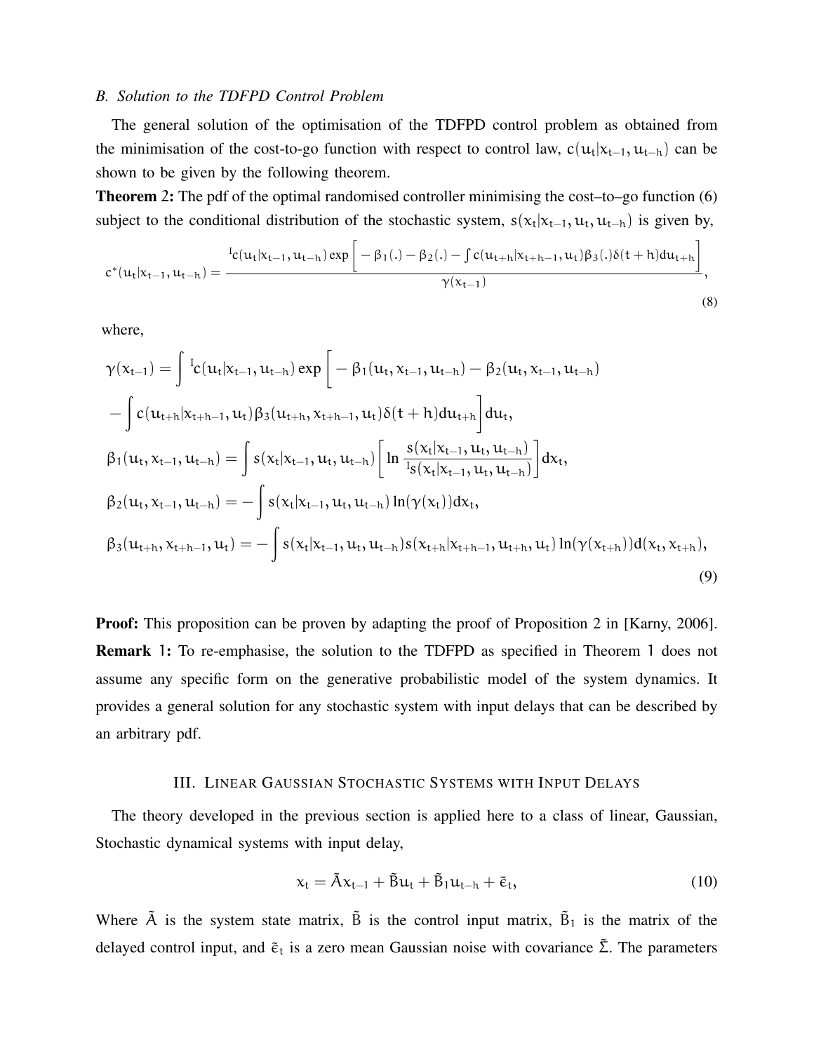### B. Solution to the TDFPD Control Problem

The general solution of the optimisation of the TDFPD control problem as obtained from the minimisation of the cost-to-go function with respect to control law, $c(u_t|x_{t-1}, u_{t-h})$ can be shown to be given by the following theorem.

**Theorem 2:** The pdf of the optimal randomised controller minimising the cost–to–go function (6) subject to the conditional distribution of the stochastic system, $s(x_t|x_{t-1}, u_t, u_{t-h})$ is given by,

$$
c^*(u_t|x_{t-1}, u_{t-h}) = \frac{{}^{I}c(u_t|x_{t-1}, u_{t-h}) \exp\left[ -\beta_1(.) - \beta_2(.) - \int c(u_{t+h}|x_{t+h-1}, u_t)\beta_3(.)\delta(t+h)du_{t+h} \right]}{\gamma(x_{t-1})}, \tag{8}
$$

where,

$$
\begin{aligned}
\gamma(x_{t-1}) &= \int {}^{I}c(u_t|x_{t-1}, u_{t-h}) \exp\bigg[ -\beta_1(u_t, x_{t-1}, u_{t-h}) - \beta_2(u_t, x_{t-1}, u_{t-h}) \\
&\quad - \int c(u_{t+h}|x_{t+h-1}, u_t)\beta_3(u_{t+h}, x_{t+h-1}, u_t)\delta(t+h)du_{t+h} \bigg] du_t, \\
\beta_1(u_t, x_{t-1}, u_{t-h}) &= \int s(x_t|x_{t-1}, u_t, u_{t-h}) \left[ \ln \frac{s(x_t|x_{t-1}, u_t, u_{t-h})}{{}^{I}s(x_t|x_{t-1}, u_t, u_{t-h})} \right] dx_t, \\
\beta_2(u_t, x_{t-1}, u_{t-h}) &= -\int s(x_t|x_{t-1}, u_t, u_{t-h}) \ln(\gamma(x_t)) dx_t, \\
\beta_3(u_{t+h}, x_{t+h-1}, u_t) &= -\int s(x_t|x_{t-1}, u_t, u_{t-h}) s(x_{t+h}|x_{t+h-1}, u_{t+h}, u_t) \ln(\gamma(x_{t+h})) d(x_t, x_{t+h}),
\end{aligned} \tag{9}
$$

**Proof:** This proposition can be proven by adapting the proof of Proposition 2 in [Karny, 2006].

**Remark 1:** To re-emphasise, the solution to the TDFPD as specified in Theorem 1 does not assume any specific form on the generative probabilistic model of the system dynamics. It provides a general solution for any stochastic system with input delays that can be described by an arbitrary pdf.

## III. Linear Gaussian Stochastic Systems with Input Delays

The theory developed in the previous section is applied here to a class of linear, Gaussian, Stochastic dynamical systems with input delay,

$$
x_t = \tilde{A}x_{t-1} + \tilde{B}u_t + \tilde{B}_1 u_{t-h} + \tilde{\epsilon}_t, \tag{10}
$$

Where $\tilde{A}$ is the system state matrix, $\tilde{B}$ is the control input matrix, $\tilde{B}_1$ is the matrix of the delayed control input, and $\tilde{\epsilon}_t$ is a zero mean Gaussian noise with covariance $\tilde{\Sigma}$. The parameters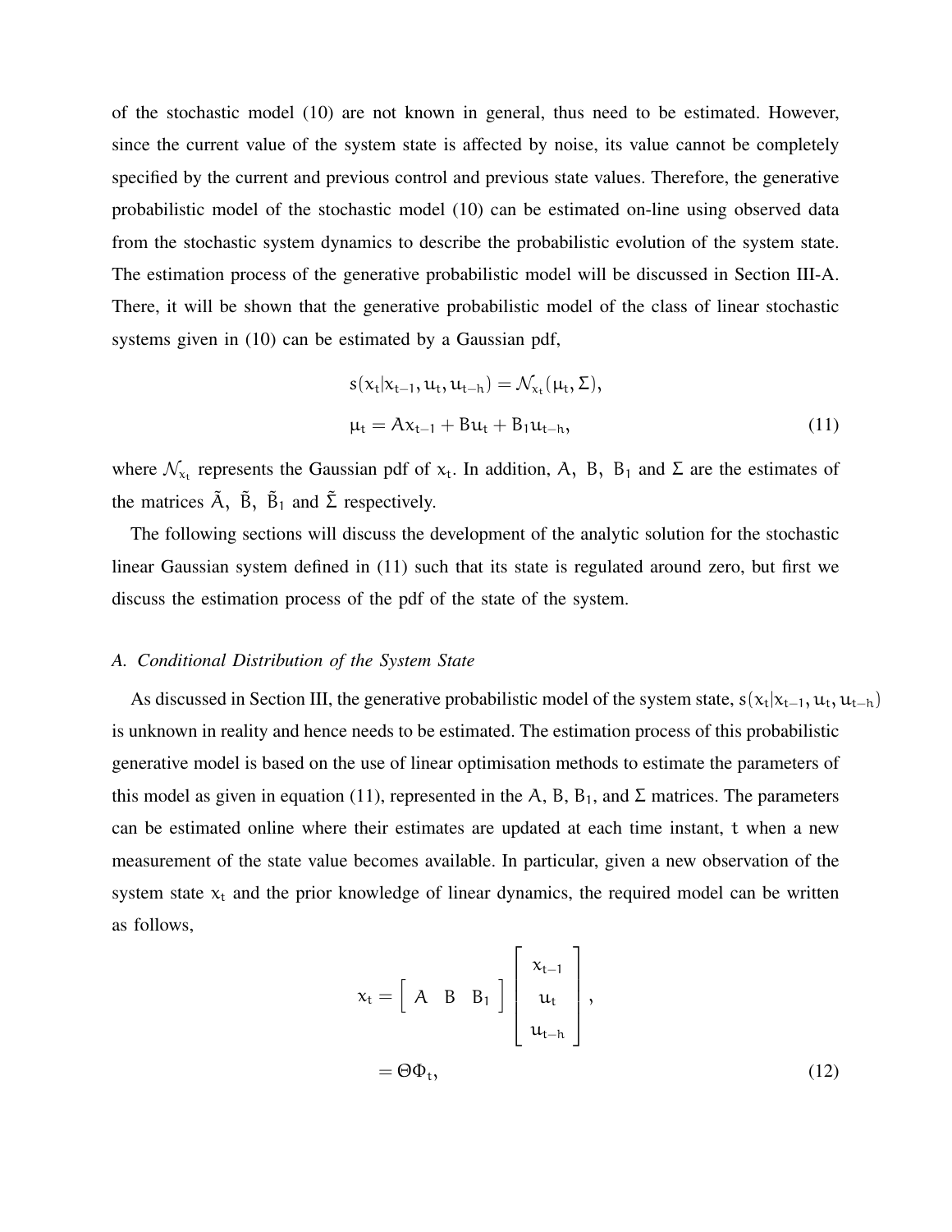of the stochastic model (10) are not known in general, thus need to be estimated. However, since the current value of the system state is affected by noise, its value cannot be completely specified by the current and previous control and previous state values. Therefore, the generative probabilistic model of the stochastic model (10) can be estimated on-line using observed data from the stochastic system dynamics to describe the probabilistic evolution of the system state. The estimation process of the generative probabilistic model will be discussed in Section III-A. There, it will be shown that the generative probabilistic model of the class of linear stochastic systems given in (10) can be estimated by a Gaussian pdf,

$$
\begin{aligned}
s(x_t|x_{t-1}, u_t, u_{t-h}) &= \mathcal{N}_{x_t}(\mu_t, \Sigma), \\
\mu_t &= A x_{t-1} + B u_t + B_1 u_{t-h},
\end{aligned}
\tag{11}
$$

where $\mathcal{N}_{x_t}$ represents the Gaussian pdf of $x_t$. In addition, $A,\ B,\ B_1$ and $\Sigma$ are the estimates of the matrices $\tilde{A},\ \tilde{B},\ \tilde{B}_1$ and $\tilde{\Sigma}$ respectively.

The following sections will discuss the development of the analytic solution for the stochastic linear Gaussian system defined in (11) such that its state is regulated around zero, but first we discuss the estimation process of the pdf of the state of the system.

### A. Conditional Distribution of the System State

As discussed in Section III, the generative probabilistic model of the system state, $s(x_t|x_{t-1}, u_t, u_{t-h})$ is unknown in reality and hence needs to be estimated. The estimation process of this probabilistic generative model is based on the use of linear optimisation methods to estimate the parameters of this model as given in equation (11), represented in the $A$, $B$, $B_1$, and $\Sigma$ matrices. The parameters can be estimated online where their estimates are updated at each time instant, $t$ when a new measurement of the state value becomes available. In particular, given a new observation of the system state $x_t$ and the prior knowledge of linear dynamics, the required model can be written as follows,

$$
\begin{aligned}
x_t &= \begin{bmatrix} A & B & B_1 \end{bmatrix} \begin{bmatrix} x_{t-1} \\ u_t \\ u_{t-h} \end{bmatrix}, \\
&= \Theta \Phi_t,
\end{aligned}
\tag{12}
$$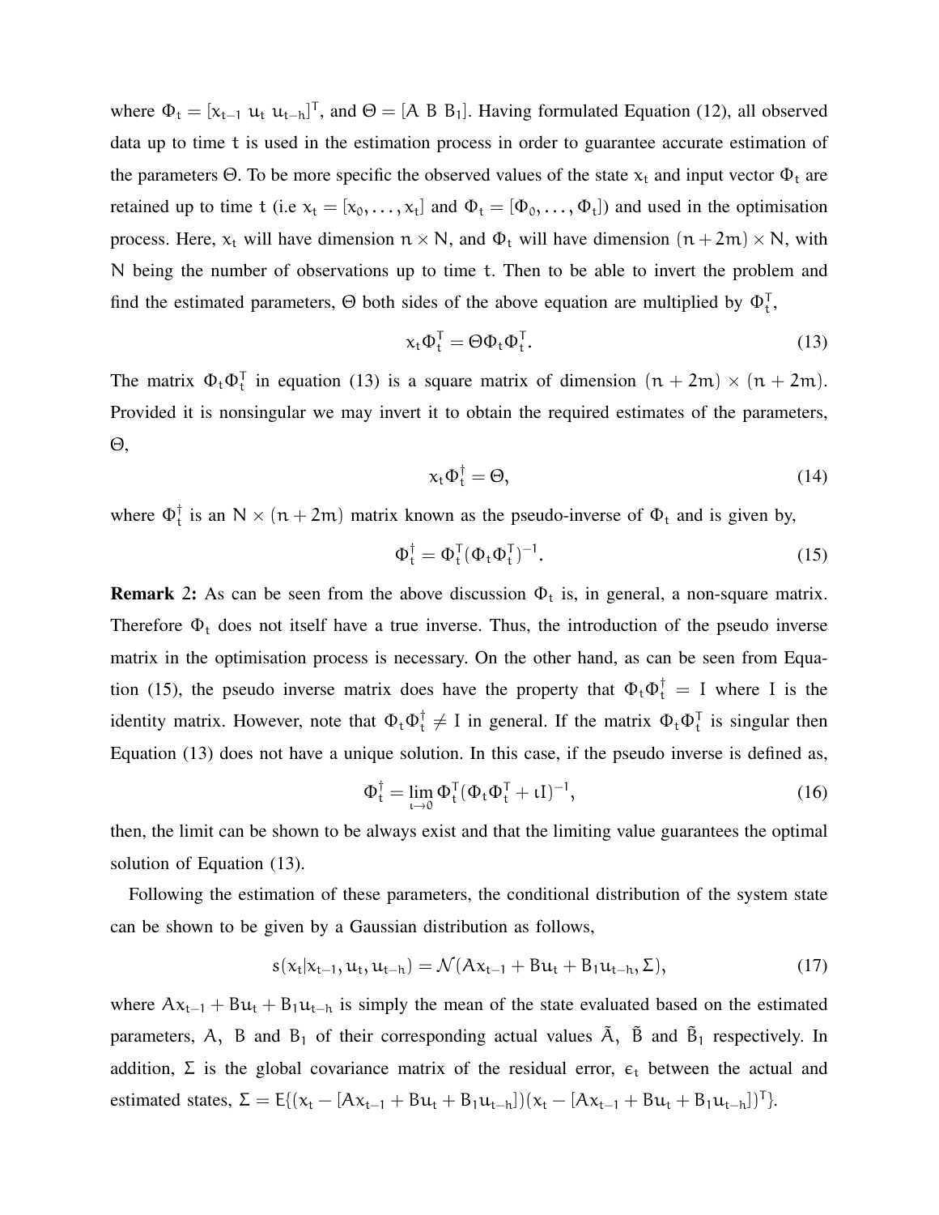where $\Phi_t = [x_{t-1}\ u_t\ u_{t-h}]^T$, and $\Theta = [A\ B\ B_1]$. Having formulated Equation (12), all observed data up to time $t$ is used in the estimation process in order to guarantee accurate estimation of the parameters $\Theta$. To be more specific the observed values of the state $x_t$ and input vector $\Phi_t$ are retained up to time $t$ (i.e $x_t = [x_0, \ldots, x_t]$ and $\Phi_t = [\Phi_0, \ldots, \Phi_t]$) and used in the optimisation process. Here, $x_t$ will have dimension $n \times N$, and $\Phi_t$ will have dimension $(n + 2m) \times N$, with $N$ being the number of observations up to time $t$. Then to be able to invert the problem and find the estimated parameters, $\Theta$ both sides of the above equation are multiplied by $\Phi_t^T$,

$$x_t \Phi_t^T = \Theta \Phi_t \Phi_t^T. \tag{13}$$

The matrix $\Phi_t \Phi_t^T$ in equation (13) is a square matrix of dimension $(n + 2m) \times (n + 2m)$. Provided it is nonsingular we may invert it to obtain the required estimates of the parameters, $\Theta$,

$$x_t \Phi_t^\dagger = \Theta, \tag{14}$$

where $\Phi_t^\dagger$ is an $N \times (n + 2m)$ matrix known as the pseudo-inverse of $\Phi_t$ and is given by,

$$\Phi_t^\dagger = \Phi_t^T (\Phi_t \Phi_t^T)^{-1}. \tag{15}$$

**Remark 2:** As can be seen from the above discussion $\Phi_t$ is, in general, a non-square matrix. Therefore $\Phi_t$ does not itself have a true inverse. Thus, the introduction of the pseudo inverse matrix in the optimisation process is necessary. On the other hand, as can be seen from Equation (15), the pseudo inverse matrix does have the property that $\Phi_t \Phi_t^\dagger = I$ where $I$ is the identity matrix. However, note that $\Phi_t \Phi_t^\dagger \neq I$ in general. If the matrix $\Phi_t \Phi_t^T$ is singular then Equation (13) does not have a unique solution. In this case, if the pseudo inverse is defined as,

$$\Phi_t^\dagger = \lim_{\iota \mapsto 0} \Phi_t^T (\Phi_t \Phi_t^T + \iota I)^{-1}, \tag{16}$$

then, the limit can be shown to be always exist and that the limiting value guarantees the optimal solution of Equation (13).

Following the estimation of these parameters, the conditional distribution of the system state can be shown to be given by a Gaussian distribution as follows,

$$s(x_t | x_{t-1}, u_t, u_{t-h}) = \mathcal{N}(A x_{t-1} + B u_t + B_1 u_{t-h}, \Sigma), \tag{17}$$

where $A x_{t-1} + B u_t + B_1 u_{t-h}$ is simply the mean of the state evaluated based on the estimated parameters, $A$, $B$ and $B_1$ of their corresponding actual values $\tilde{A}$, $\tilde{B}$ and $\tilde{B}_1$ respectively. In addition, $\Sigma$ is the global covariance matrix of the residual error, $\epsilon_t$ between the actual and estimated states, $\Sigma = E\{(x_t - [A x_{t-1} + B u_t + B_1 u_{t-h}])(x_t - [A x_{t-1} + B u_t + B_1 u_{t-h}])^T\}$.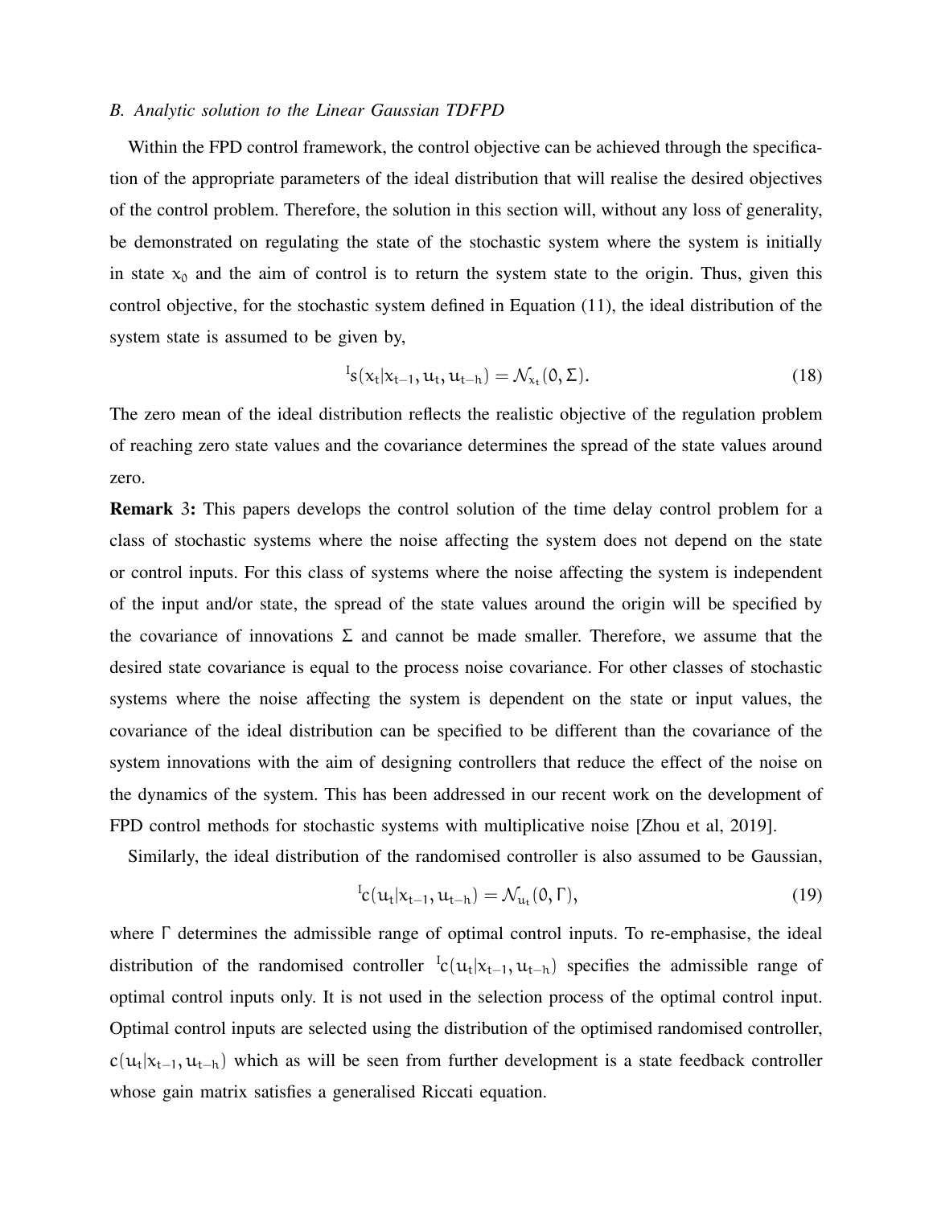### *B. Analytic solution to the Linear Gaussian TDFPD*

Within the FPD control framework, the control objective can be achieved through the specification of the appropriate parameters of the ideal distribution that will realise the desired objectives of the control problem. Therefore, the solution in this section will, without any loss of generality, be demonstrated on regulating the state of the stochastic system where the system is initially in state $x_0$ and the aim of control is to return the system state to the origin. Thus, given this control objective, for the stochastic system defined in Equation (11), the ideal distribution of the system state is assumed to be given by,

$$^{I}s(x_t|x_{t-1}, u_t, u_{t-h}) = \mathcal{N}_{x_t}(0, \Sigma). \tag{18}$$

The zero mean of the ideal distribution reflects the realistic objective of the regulation problem of reaching zero state values and the covariance determines the spread of the state values around zero.

**Remark** 3**:** This papers develops the control solution of the time delay control problem for a class of stochastic systems where the noise affecting the system does not depend on the state or control inputs. For this class of systems where the noise affecting the system is independent of the input and/or state, the spread of the state values around the origin will be specified by the covariance of innovations $\Sigma$ and cannot be made smaller. Therefore, we assume that the desired state covariance is equal to the process noise covariance. For other classes of stochastic systems where the noise affecting the system is dependent on the state or input values, the covariance of the ideal distribution can be specified to be different than the covariance of the system innovations with the aim of designing controllers that reduce the effect of the noise on the dynamics of the system. This has been addressed in our recent work on the development of FPD control methods for stochastic systems with multiplicative noise [Zhou et al, 2019].

Similarly, the ideal distribution of the randomised controller is also assumed to be Gaussian,

$$^{I}c(u_t|x_{t-1}, u_{t-h}) = \mathcal{N}_{u_t}(0, \Gamma), \tag{19}$$

where $\Gamma$ determines the admissible range of optimal control inputs. To re-emphasise, the ideal distribution of the randomised controller $^{I}c(u_t|x_{t-1}, u_{t-h})$ specifies the admissible range of optimal control inputs only. It is not used in the selection process of the optimal control input. Optimal control inputs are selected using the distribution of the optimised randomised controller, $c(u_t|x_{t-1}, u_{t-h})$ which as will be seen from further development is a state feedback controller whose gain matrix satisfies a generalised Riccati equation.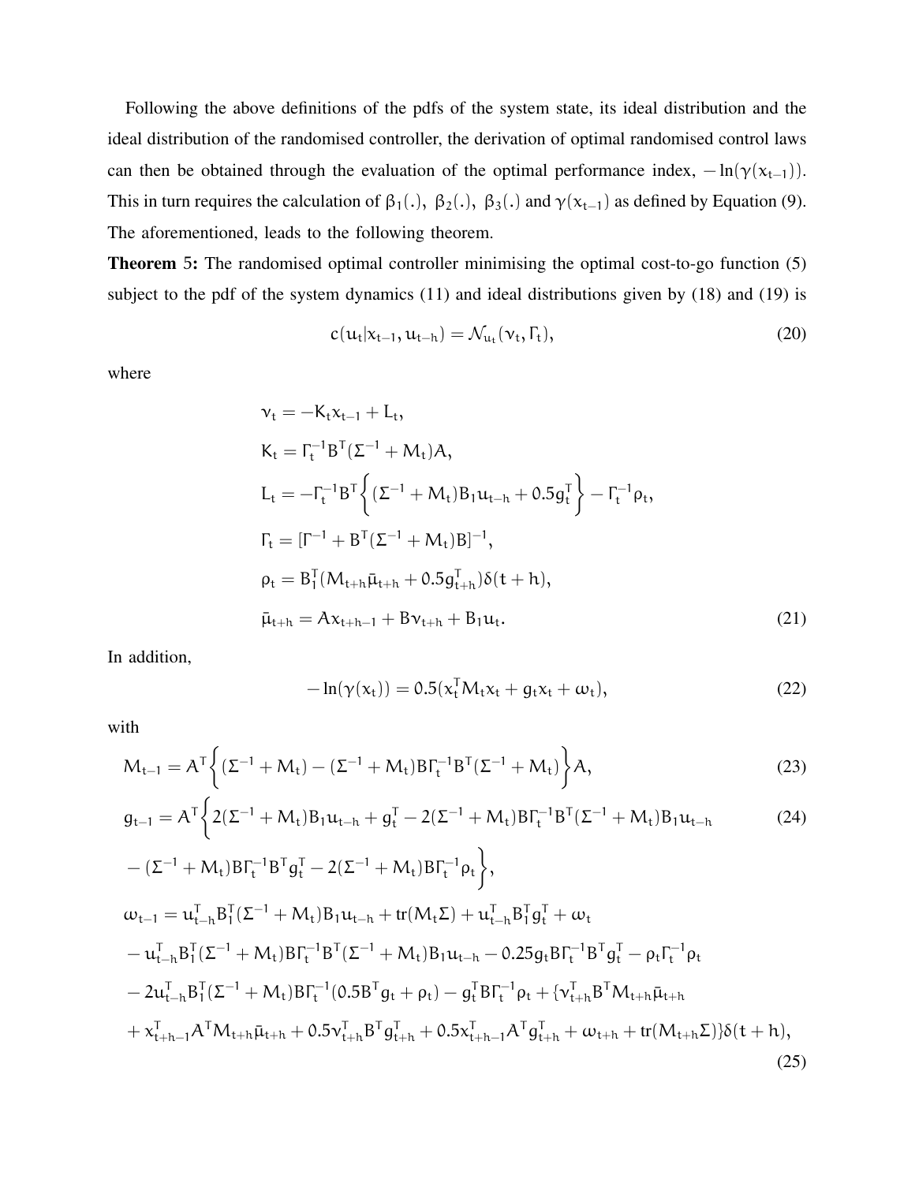Following the above definitions of the pdfs of the system state, its ideal distribution and the ideal distribution of the randomised controller, the derivation of optimal randomised control laws can then be obtained through the evaluation of the optimal performance index, $-\ln(\gamma(x_{t-1}))$. This in turn requires the calculation of $\beta_1(.)$, $\beta_2(.)$, $\beta_3(.)$ and $\gamma(x_{t-1})$ as defined by Equation (9). The aforementioned, leads to the following theorem.

**Theorem 5:** The randomised optimal controller minimising the optimal cost-to-go function (5) subject to the pdf of the system dynamics (11) and ideal distributions given by (18) and (19) is

$$c(u_t|x_{t-1}, u_{t-h}) = \mathcal{N}_{u_t}(\nu_t, \Gamma_t), \tag{20}$$

where

$$\begin{aligned}
\nu_t &= -K_t x_{t-1} + L_t, \\
K_t &= \Gamma_t^{-1} B^T (\Sigma^{-1} + M_t) A, \\
L_t &= -\Gamma_t^{-1} B^T \left\{ (\Sigma^{-1} + M_t) B_1 u_{t-h} + 0.5 g_t^T \right\} - \Gamma_t^{-1} \rho_t, \\
\Gamma_t &= [\Gamma^{-1} + B^T (\Sigma^{-1} + M_t) B]^{-1}, \\
\rho_t &= B_1^T (M_{t+h} \bar{\mu}_{t+h} + 0.5 g_{t+h}^T) \delta(t+h), \\
\bar{\mu}_{t+h} &= A x_{t+h-1} + B \nu_{t+h} + B_1 u_t.
\end{aligned} \tag{21}$$

In addition,

$$-\ln(\gamma(x_t)) = 0.5(x_t^T M_t x_t + g_t x_t + \omega_t), \tag{22}$$

with

$$M_{t-1} = A^T \left\{ (\Sigma^{-1} + M_t) - (\Sigma^{-1} + M_t) B \Gamma_t^{-1} B^T (\Sigma^{-1} + M_t) \right\} A, \tag{23}$$

$$\begin{aligned}
g_{t-1} = A^T \Big\{ & 2(\Sigma^{-1} + M_t) B_1 u_{t-h} + g_t^T - 2(\Sigma^{-1} + M_t) B \Gamma_t^{-1} B^T (\Sigma^{-1} + M_t) B_1 u_{t-h} \\
& - (\Sigma^{-1} + M_t) B \Gamma_t^{-1} B^T g_t^T - 2(\Sigma^{-1} + M_t) B \Gamma_t^{-1} \rho_t \Big\},
\end{aligned} \tag{24}$$

$$\begin{aligned}
\omega_{t-1} = {} & u_{t-h}^T B_1^T (\Sigma^{-1} + M_t) B_1 u_{t-h} + \mathrm{tr}(M_t \Sigma) + u_{t-h}^T B_1^T g_t^T + \omega_t \\
& - u_{t-h}^T B_1^T (\Sigma^{-1} + M_t) B \Gamma_t^{-1} B^T (\Sigma^{-1} + M_t) B_1 u_{t-h} - 0.25 g_t B \Gamma_t^{-1} B^T g_t^T - \rho_t \Gamma_t^{-1} \rho_t \\
& - 2 u_{t-h}^T B_1^T (\Sigma^{-1} + M_t) B \Gamma_t^{-1} (0.5 B^T g_t + \rho_t) - g_t^T B \Gamma_t^{-1} \rho_t + \{ \nu_{t+h}^T B^T M_{t+h} \bar{\mu}_{t+h} \\
& + x_{t+h-1}^T A^T M_{t+h} \bar{\mu}_{t+h} + 0.5 \nu_{t+h}^T B^T g_{t+h}^T + 0.5 x_{t+h-1}^T A^T g_{t+h}^T + \omega_{t+h} + \mathrm{tr}(M_{t+h} \Sigma) \} \delta(t+h),
\end{aligned} \tag{25}$$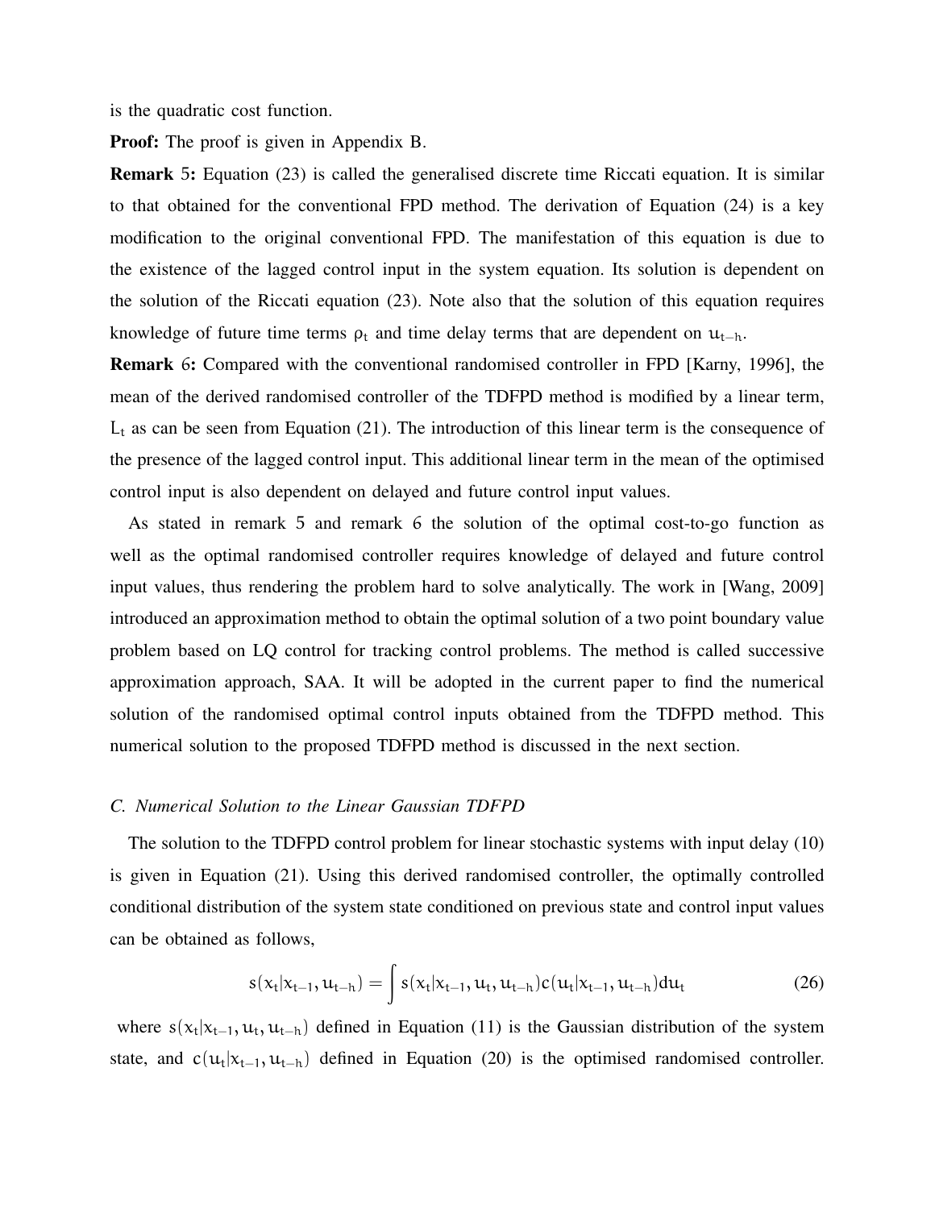is the quadratic cost function.

**Proof:** The proof is given in Appendix B.

**Remark** 5**:** Equation (23) is called the generalised discrete time Riccati equation. It is similar to that obtained for the conventional FPD method. The derivation of Equation (24) is a key modification to the original conventional FPD. The manifestation of this equation is due to the existence of the lagged control input in the system equation. Its solution is dependent on the solution of the Riccati equation (23). Note also that the solution of this equation requires knowledge of future time terms $\rho_t$ and time delay terms that are dependent on $u_{t-h}$.

**Remark** 6**:** Compared with the conventional randomised controller in FPD [Karny, 1996], the mean of the derived randomised controller of the TDFPD method is modified by a linear term, $L_t$ as can be seen from Equation (21). The introduction of this linear term is the consequence of the presence of the lagged control input. This additional linear term in the mean of the optimised control input is also dependent on delayed and future control input values.

As stated in remark 5 and remark 6 the solution of the optimal cost-to-go function as well as the optimal randomised controller requires knowledge of delayed and future control input values, thus rendering the problem hard to solve analytically. The work in [Wang, 2009] introduced an approximation method to obtain the optimal solution of a two point boundary value problem based on LQ control for tracking control problems. The method is called successive approximation approach, SAA. It will be adopted in the current paper to find the numerical solution of the randomised optimal control inputs obtained from the TDFPD method. This numerical solution to the proposed TDFPD method is discussed in the next section.

### *C. Numerical Solution to the Linear Gaussian TDFPD*

The solution to the TDFPD control problem for linear stochastic systems with input delay (10) is given in Equation (21). Using this derived randomised controller, the optimally controlled conditional distribution of the system state conditioned on previous state and control input values can be obtained as follows,

$$s(x_t|x_{t-1}, u_{t-h}) = \int s(x_t|x_{t-1}, u_t, u_{t-h})c(u_t|x_{t-1}, u_{t-h})du_t \tag{26}$$

where $s(x_t|x_{t-1}, u_t, u_{t-h})$ defined in Equation (11) is the Gaussian distribution of the system state, and $c(u_t|x_{t-1}, u_{t-h})$ defined in Equation (20) is the optimised randomised controller.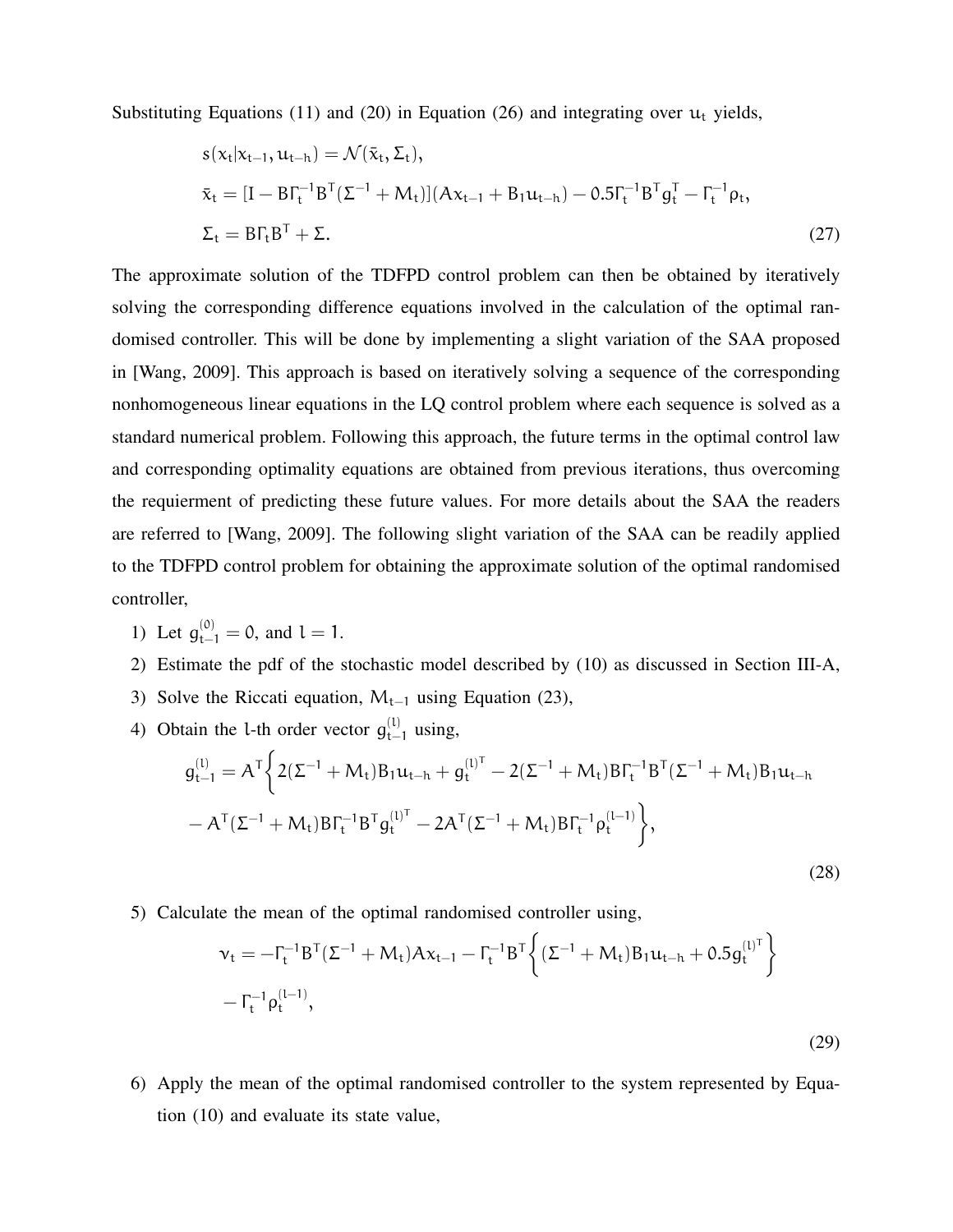Substituting Equations (11) and (20) in Equation (26) and integrating over $u_t$ yields,

$$
\begin{aligned}
& s(x_t|x_{t-1}, u_{t-h}) = \mathcal{N}(\bar{x}_t, \Sigma_t), \\
& \bar{x}_t = [I - B\Gamma_t^{-1}B^T(\Sigma^{-1} + M_t)](Ax_{t-1} + B_1 u_{t-h}) - 0.5\Gamma_t^{-1}B^T g_t^T - \Gamma_t^{-1}\rho_t, \\
& \Sigma_t = B\Gamma_t B^T + \Sigma.
\end{aligned} \tag{27}
$$

The approximate solution of the TDFPD control problem can then be obtained by iteratively solving the corresponding difference equations involved in the calculation of the optimal randomised controller. This will be done by implementing a slight variation of the SAA proposed in [Wang, 2009]. This approach is based on iteratively solving a sequence of the corresponding nonhomogeneous linear equations in the LQ control problem where each sequence is solved as a standard numerical problem. Following this approach, the future terms in the optimal control law and corresponding optimality equations are obtained from previous iterations, thus overcoming the requierment of predicting these future values. For more details about the SAA the readers are referred to [Wang, 2009]. The following slight variation of the SAA can be readily applied to the TDFPD control problem for obtaining the approximate solution of the optimal randomised controller,

1) Let $g_{t-1}^{(0)} = 0$, and $l = 1$.
2) Estimate the pdf of the stochastic model described by (10) as discussed in Section III-A,
3) Solve the Riccati equation, $M_{t-1}$ using Equation (23),
4) Obtain the $l$-th order vector $g_{t-1}^{(l)}$ using,

$$
\begin{aligned}
g_{t-1}^{(l)} = A^T\Big\{ & 2(\Sigma^{-1} + M_t)B_1 u_{t-h} + g_t^{(l)^T} - 2(\Sigma^{-1} + M_t)B\Gamma_t^{-1}B^T(\Sigma^{-1} + M_t)B_1 u_{t-h} \\
& - A^T(\Sigma^{-1} + M_t)B\Gamma_t^{-1}B^T g_t^{(l)^T} - 2A^T(\Sigma^{-1} + M_t)B\Gamma_t^{-1}\rho_t^{(l-1)}\Big\},
\end{aligned} \tag{28}
$$

5) Calculate the mean of the optimal randomised controller using,

$$
\begin{aligned}
\nu_t = & -\Gamma_t^{-1}B^T(\Sigma^{-1} + M_t)Ax_{t-1} - \Gamma_t^{-1}B^T\Big\{(\Sigma^{-1} + M_t)B_1 u_{t-h} + 0.5 g_t^{(l)^T}\Big\} \\
& - \Gamma_t^{-1}\rho_t^{(l-1)},
\end{aligned} \tag{29}
$$

6) Apply the mean of the optimal randomised controller to the system represented by Equation (10) and evaluate its state value,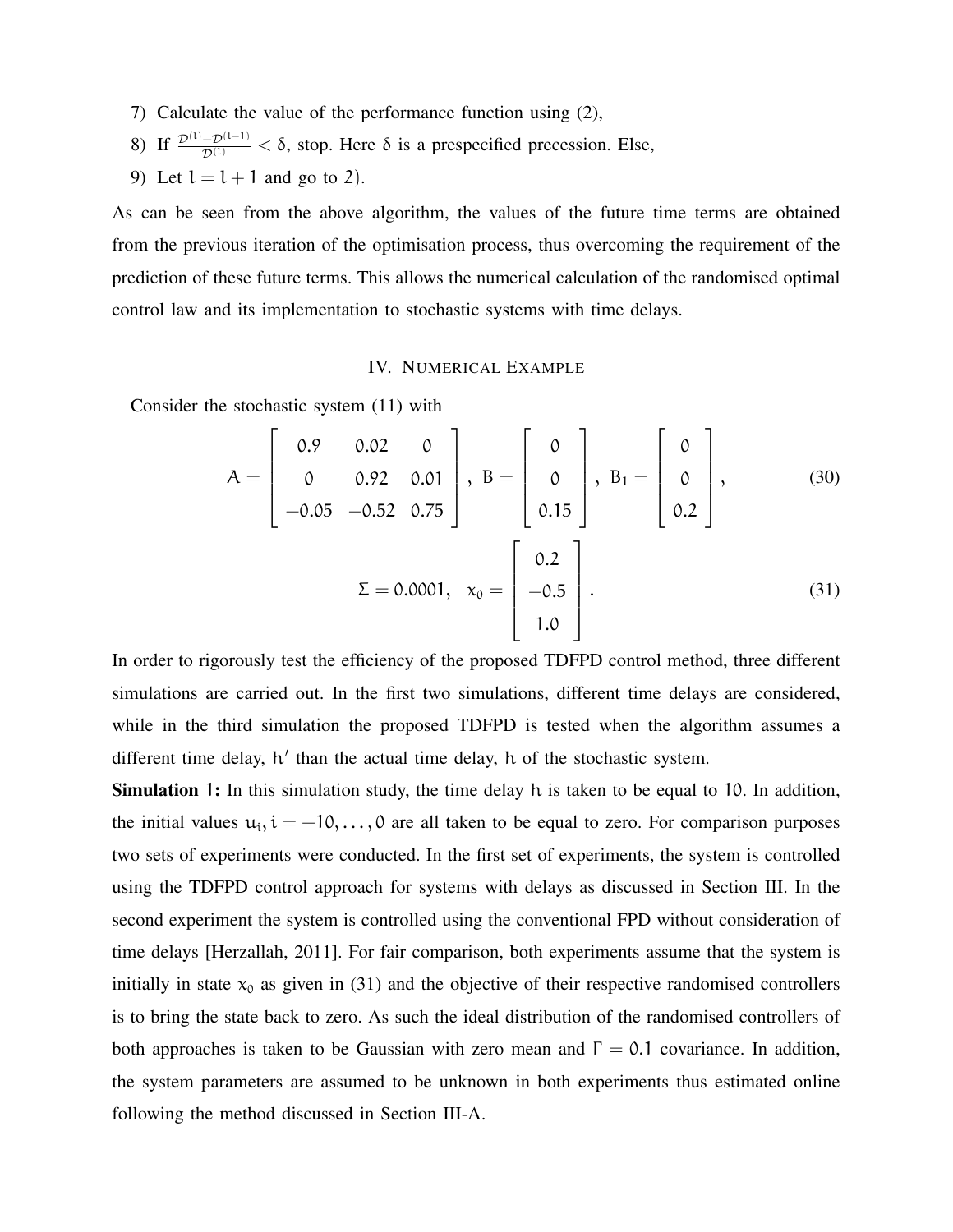7) Calculate the value of the performance function using (2),
8) If $\frac{\mathcal{D}^{(l)}-\mathcal{D}^{(l-1)}}{\mathcal{D}^{(l)}} < \delta$, stop. Here $\delta$ is a prespecified precession. Else,
9) Let $l = l+1$ and go to 2).

As can be seen from the above algorithm, the values of the future time terms are obtained from the previous iteration of the optimisation process, thus overcoming the requirement of the prediction of these future terms. This allows the numerical calculation of the randomised optimal control law and its implementation to stochastic systems with time delays.

## IV. Numerical Example

Consider the stochastic system (11) with

$$A = \begin{bmatrix} 0.9 & 0.02 & 0 \\ 0 & 0.92 & 0.01 \\ -0.05 & -0.52 & 0.75 \end{bmatrix}, \; B = \begin{bmatrix} 0 \\ 0 \\ 0.15 \end{bmatrix}, \; B_1 = \begin{bmatrix} 0 \\ 0 \\ 0.2 \end{bmatrix}, \tag{30}$$

$$\Sigma = 0.0001, \quad x_0 = \begin{bmatrix} 0.2 \\ -0.5 \\ 1.0 \end{bmatrix}. \tag{31}$$

In order to rigorously test the efficiency of the proposed TDFPD control method, three different simulations are carried out. In the first two simulations, different time delays are considered, while in the third simulation the proposed TDFPD is tested when the algorithm assumes a different time delay, $h'$ than the actual time delay, $h$ of the stochastic system.

**Simulation 1:** In this simulation study, the time delay $h$ is taken to be equal to 10. In addition, the initial values $u_i, i = -10, \ldots, 0$ are all taken to be equal to zero. For comparison purposes two sets of experiments were conducted. In the first set of experiments, the system is controlled using the TDFPD control approach for systems with delays as discussed in Section III. In the second experiment the system is controlled using the conventional FPD without consideration of time delays [Herzallah, 2011]. For fair comparison, both experiments assume that the system is initially in state $x_0$ as given in (31) and the objective of their respective randomised controllers is to bring the state back to zero. As such the ideal distribution of the randomised controllers of both approaches is taken to be Gaussian with zero mean and $\Gamma = 0.1$ covariance. In addition, the system parameters are assumed to be unknown in both experiments thus estimated online following the method discussed in Section III-A.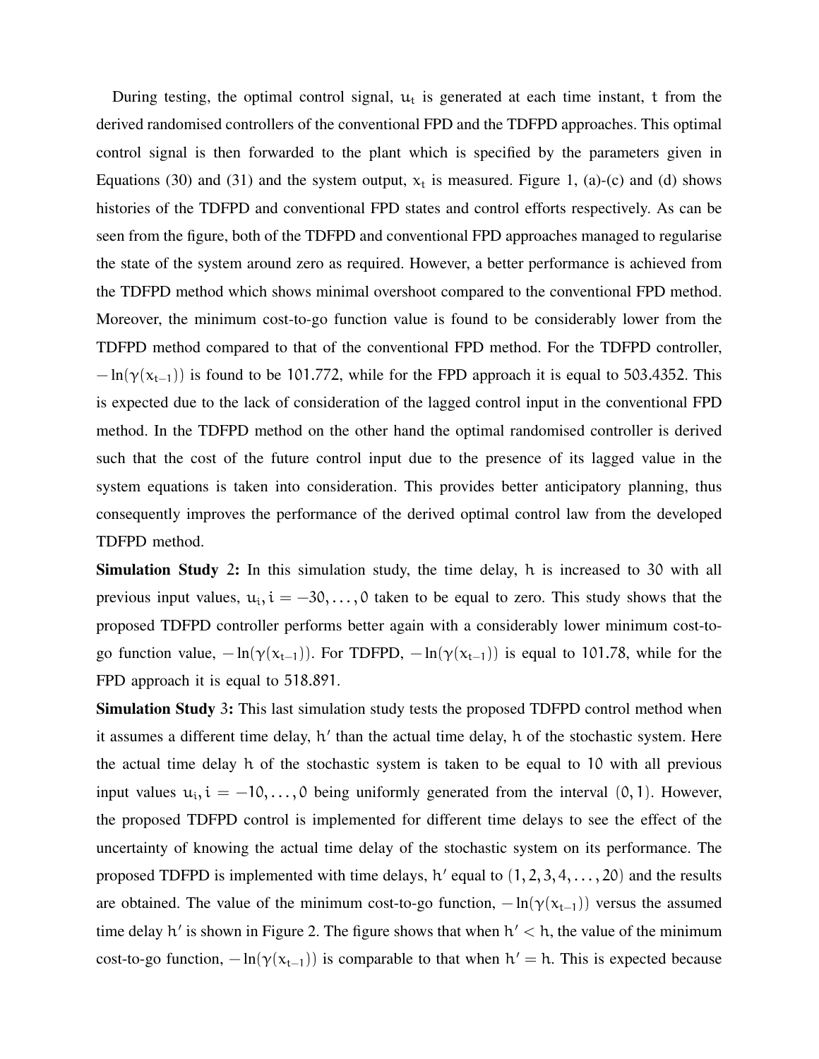During testing, the optimal control signal, $u_t$ is generated at each time instant, $t$ from the derived randomised controllers of the conventional FPD and the TDFPD approaches. This optimal control signal is then forwarded to the plant which is specified by the parameters given in Equations (30) and (31) and the system output, $x_t$ is measured. Figure 1, (a)-(c) and (d) shows histories of the TDFPD and conventional FPD states and control efforts respectively. As can be seen from the figure, both of the TDFPD and conventional FPD approaches managed to regularise the state of the system around zero as required. However, a better performance is achieved from the TDFPD method which shows minimal overshoot compared to the conventional FPD method. Moreover, the minimum cost-to-go function value is found to be considerably lower from the TDFPD method compared to that of the conventional FPD method. For the TDFPD controller, $-\ln(\gamma(x_{t-1}))$ is found to be 101.772, while for the FPD approach it is equal to 503.4352. This is expected due to the lack of consideration of the lagged control input in the conventional FPD method. In the TDFPD method on the other hand the optimal randomised controller is derived such that the cost of the future control input due to the presence of its lagged value in the system equations is taken into consideration. This provides better anticipatory planning, thus consequently improves the performance of the derived optimal control law from the developed TDFPD method.

**Simulation Study 2:** In this simulation study, the time delay, $h$ is increased to 30 with all previous input values, $u_i, i = -30, \ldots, 0$ taken to be equal to zero. This study shows that the proposed TDFPD controller performs better again with a considerably lower minimum cost-to-go function value, $-\ln(\gamma(x_{t-1}))$. For TDFPD, $-\ln(\gamma(x_{t-1}))$ is equal to 101.78, while for the FPD approach it is equal to 518.891.

**Simulation Study 3:** This last simulation study tests the proposed TDFPD control method when it assumes a different time delay, $h'$ than the actual time delay, $h$ of the stochastic system. Here the actual time delay $h$ of the stochastic system is taken to be equal to 10 with all previous input values $u_i, i = -10, \ldots, 0$ being uniformly generated from the interval $(0, 1)$. However, the proposed TDFPD control is implemented for different time delays to see the effect of the uncertainty of knowing the actual time delay of the stochastic system on its performance. The proposed TDFPD is implemented with time delays, $h'$ equal to $(1, 2, 3, 4, \ldots, 20)$ and the results are obtained. The value of the minimum cost-to-go function, $-\ln(\gamma(x_{t-1}))$ versus the assumed time delay $h'$ is shown in Figure 2. The figure shows that when $h' < h$, the value of the minimum cost-to-go function, $-\ln(\gamma(x_{t-1}))$ is comparable to that when $h' = h$. This is expected because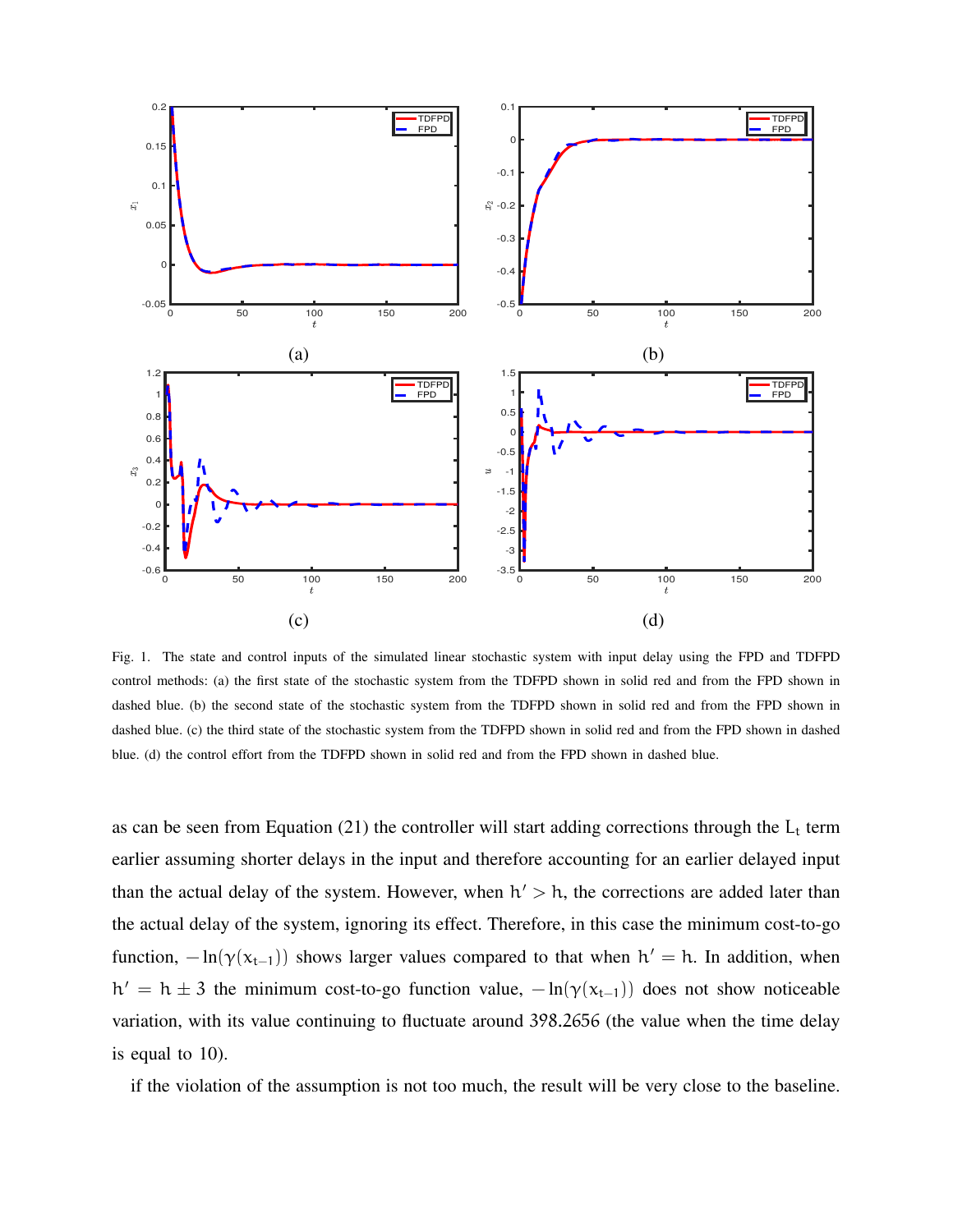Fig. 1. The state and control inputs of the simulated linear stochastic system with input delay using the FPD and TDFPD control methods: (a) the first state of the stochastic system from the TDFPD shown in solid red and from the FPD shown in dashed blue. (b) the second state of the stochastic system from the TDFPD shown in solid red and from the FPD shown in dashed blue. (c) the third state of the stochastic system from the TDFPD shown in solid red and from the FPD shown in dashed blue. (d) the control effort from the TDFPD shown in solid red and from the FPD shown in dashed blue.

as can be seen from Equation (21) the controller will start adding corrections through the $L_t$ term earlier assuming shorter delays in the input and therefore accounting for an earlier delayed input than the actual delay of the system. However, when $h' > h$, the corrections are added later than the actual delay of the system, ignoring its effect. Therefore, in this case the minimum cost-to-go function, $-\ln(\gamma(x_{t-1}))$ shows larger values compared to that when $h' = h$. In addition, when $h' = h \pm 3$ the minimum cost-to-go function value, $-\ln(\gamma(x_{t-1}))$ does not show noticeable variation, with its value continuing to fluctuate around 398.2656 (the value when the time delay is equal to 10).

if the violation of the assumption is not too much, the result will be very close to the baseline.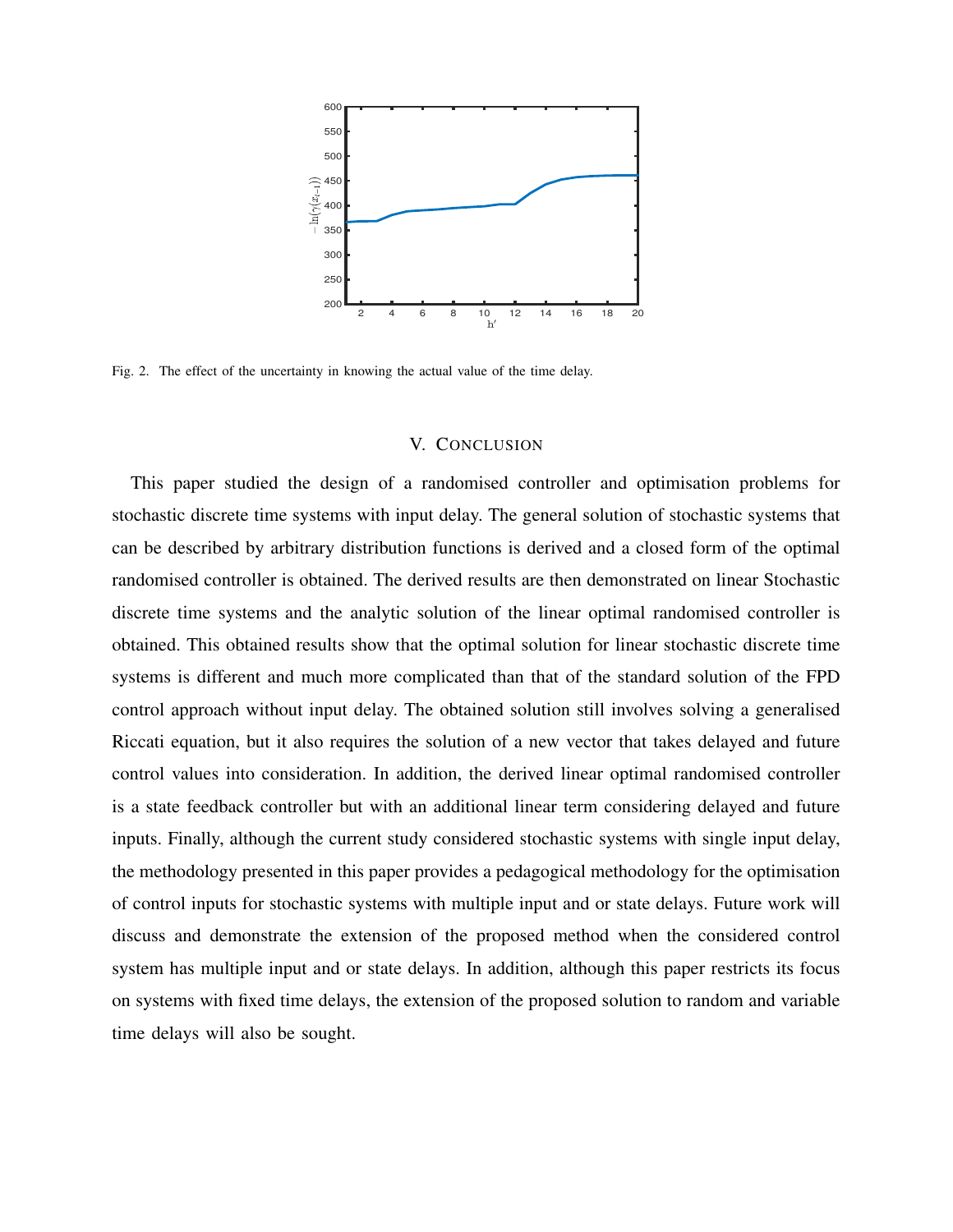Fig. 2. The effect of the uncertainty in knowing the actual value of the time delay.

## V. Conclusion

This paper studied the design of a randomised controller and optimisation problems for stochastic discrete time systems with input delay. The general solution of stochastic systems that can be described by arbitrary distribution functions is derived and a closed form of the optimal randomised controller is obtained. The derived results are then demonstrated on linear Stochastic discrete time systems and the analytic solution of the linear optimal randomised controller is obtained. This obtained results show that the optimal solution for linear stochastic discrete time systems is different and much more complicated than that of the standard solution of the FPD control approach without input delay. The obtained solution still involves solving a generalised Riccati equation, but it also requires the solution of a new vector that takes delayed and future control values into consideration. In addition, the derived linear optimal randomised controller is a state feedback controller but with an additional linear term considering delayed and future inputs. Finally, although the current study considered stochastic systems with single input delay, the methodology presented in this paper provides a pedagogical methodology for the optimisation of control inputs for stochastic systems with multiple input and or state delays. Future work will discuss and demonstrate the extension of the proposed method when the considered control system has multiple input and or state delays. In addition, although this paper restricts its focus on systems with fixed time delays, the extension of the proposed solution to random and variable time delays will also be sought.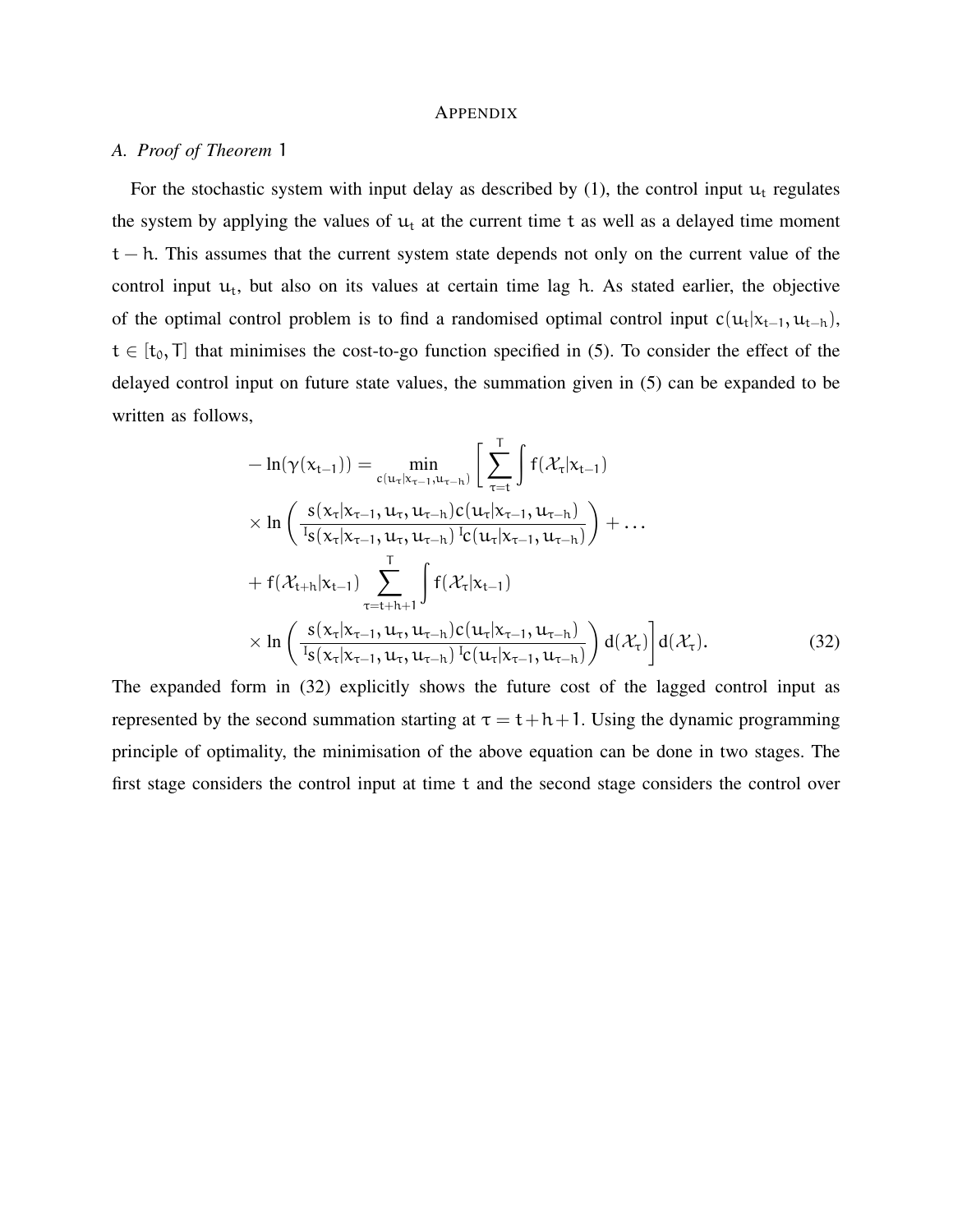# Appendix

## A. *Proof of Theorem* 1

For the stochastic system with input delay as described by (1), the control input $u_t$ regulates the system by applying the values of $u_t$ at the current time $t$ as well as a delayed time moment $t-h$. This assumes that the current system state depends not only on the current value of the control input $u_t$, but also on its values at certain time lag $h$. As stated earlier, the objective of the optimal control problem is to find a randomised optimal control input $c(u_t|x_{t-1}, u_{t-h})$, $t \in [t_0, T]$ that minimises the cost-to-go function specified in (5). To consider the effect of the delayed control input on future state values, the summation given in (5) can be expanded to be written as follows,

$$
\begin{aligned}
&-\ln(\gamma(x_{t-1})) = \min_{c(u_\tau|x_{\tau-1},u_{\tau-h})} \Bigg[ \sum_{\tau=t}^{T} \int f(\mathcal{X}_\tau|x_{t-1}) \\
&\times \ln\left( \frac{s(x_\tau|x_{\tau-1}, u_\tau, u_{\tau-h}) c(u_\tau|x_{\tau-1}, u_{\tau-h})}{{}^{I}s(x_\tau|x_{\tau-1}, u_\tau, u_{\tau-h})\, {}^{I}c(u_\tau|x_{\tau-1}, u_{\tau-h})} \right) + \dots \\
&+ f(\mathcal{X}_{t+h}|x_{t-1}) \sum_{\tau=t+h+1}^{T} \int f(\mathcal{X}_\tau|x_{t-1}) \\
&\times \ln\left( \frac{s(x_\tau|x_{\tau-1}, u_\tau, u_{\tau-h}) c(u_\tau|x_{\tau-1}, u_{\tau-h})}{{}^{I}s(x_\tau|x_{\tau-1}, u_\tau, u_{\tau-h})\, {}^{I}c(u_\tau|x_{\tau-1}, u_{\tau-h})} \right) d(\mathcal{X}_\tau) \Bigg] d(\mathcal{X}_\tau).
\end{aligned} \tag{32}
$$

The expanded form in (32) explicitly shows the future cost of the lagged control input as represented by the second summation starting at $\tau = t+h+1$. Using the dynamic programming principle of optimality, the minimisation of the above equation can be done in two stages. The first stage considers the control input at time $t$ and the second stage considers the control over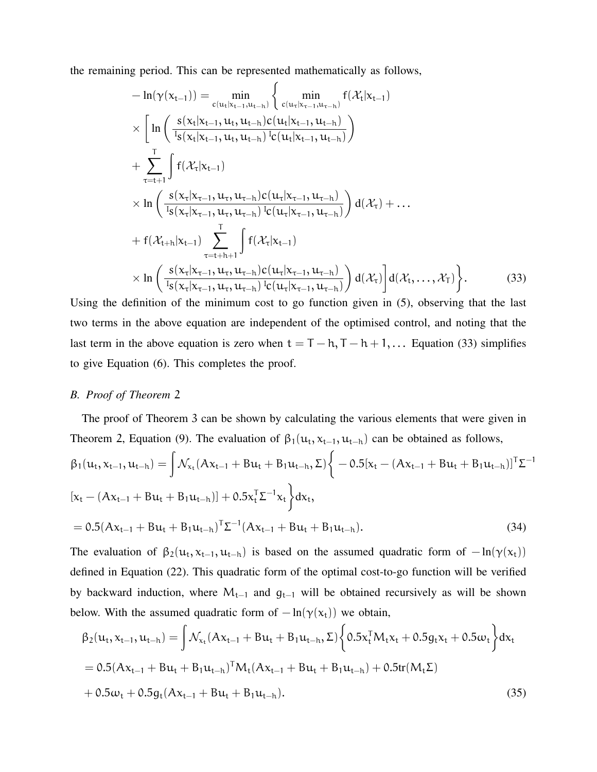the remaining period. This can be represented mathematically as follows,

$$
\begin{aligned}
-\ln(\gamma(x_{t-1})) &= \min_{c(u_t|x_{t-1},u_{t-h})} \Bigg\{ \min_{c(u_\tau|x_{\tau-1},u_{\tau-h})} f(\mathcal{X}_t|x_{t-1}) \\
&\times \Bigg[ \ln\left( \frac{s(x_t|x_{t-1},u_t,u_{t-h})c(u_t|x_{t-1},u_{t-h})}{{}^{I}s(x_t|x_{t-1},u_t,u_{t-h})\,{}^{I}c(u_t|x_{t-1},u_{t-h})} \right) \\
&+ \sum_{\tau=t+1}^{T} \int f(\mathcal{X}_\tau|x_{t-1}) \\
&\times \ln\left( \frac{s(x_\tau|x_{\tau-1},u_\tau,u_{\tau-h})c(u_\tau|x_{\tau-1},u_{\tau-h})}{{}^{I}s(x_\tau|x_{\tau-1},u_\tau,u_{\tau-h})\,{}^{I}c(u_\tau|x_{\tau-1},u_{\tau-h})} \right) d(\mathcal{X}_\tau) + \dots \\
&+ f(\mathcal{X}_{t+h}|x_{t-1}) \sum_{\tau=t+h+1}^{T} \int f(\mathcal{X}_\tau|x_{t-1}) \\
&\times \ln\left( \frac{s(x_\tau|x_{\tau-1},u_\tau,u_{\tau-h})c(u_\tau|x_{\tau-1},u_{\tau-h})}{{}^{I}s(x_\tau|x_{\tau-1},u_\tau,u_{\tau-h})\,{}^{I}c(u_\tau|x_{\tau-1},u_{\tau-h})} \right) d(\mathcal{X}_\tau) \Bigg] d(\mathcal{X}_t,\dots,\mathcal{X}_T) \Bigg\}. \qquad (33)
\end{aligned}
$$

Using the definition of the minimum cost to go function given in (5), observing that the last two terms in the above equation are independent of the optimised control, and noting that the last term in the above equation is zero when $t = T-h, T-h+1, \dots$ Equation (33) simplifies to give Equation (6). This completes the proof.

### *B. Proof of Theorem 2*

The proof of Theorem 3 can be shown by calculating the various elements that were given in Theorem 2, Equation (9). The evaluation of $\beta_1(u_t, x_{t-1}, u_{t-h})$ can be obtained as follows,

$$
\begin{aligned}
\beta_1(u_t,x_{t-1},u_{t-h}) &= \int \mathcal{N}_{x_t}(Ax_{t-1}+Bu_t+B_1u_{t-h},\Sigma)\Big\{ -0.5[x_t-(Ax_{t-1}+Bu_t+B_1u_{t-h})]^T\Sigma^{-1} \\
&[x_t-(Ax_{t-1}+Bu_t+B_1u_{t-h})] + 0.5x_t^T\Sigma^{-1}x_t \Big\} dx_t, \\
&= 0.5(Ax_{t-1}+Bu_t+B_1u_{t-h})^T\Sigma^{-1}(Ax_{t-1}+Bu_t+B_1u_{t-h}). \qquad (34)
\end{aligned}
$$

The evaluation of $\beta_2(u_t, x_{t-1}, u_{t-h})$ is based on the assumed quadratic form of $-\ln(\gamma(x_t))$ defined in Equation (22). This quadratic form of the optimal cost-to-go function will be verified by backward induction, where $M_{t-1}$ and $g_{t-1}$ will be obtained recursively as will be shown below. With the assumed quadratic form of $-\ln(\gamma(x_t))$ we obtain,

$$
\begin{aligned}
\beta_2(u_t,x_{t-1},u_{t-h}) &= \int \mathcal{N}_{x_t}(Ax_{t-1}+Bu_t+B_1u_{t-h},\Sigma)\Big\{ 0.5x_t^TM_tx_t + 0.5g_tx_t + 0.5\omega_t \Big\} dx_t \\
&= 0.5(Ax_{t-1}+Bu_t+B_1u_{t-h})^TM_t(Ax_{t-1}+Bu_t+B_1u_{t-h}) + 0.5\text{tr}(M_t\Sigma) \\
&+ 0.5\omega_t + 0.5g_t(Ax_{t-1}+Bu_t+B_1u_{t-h}). \qquad (35)
\end{aligned}
$$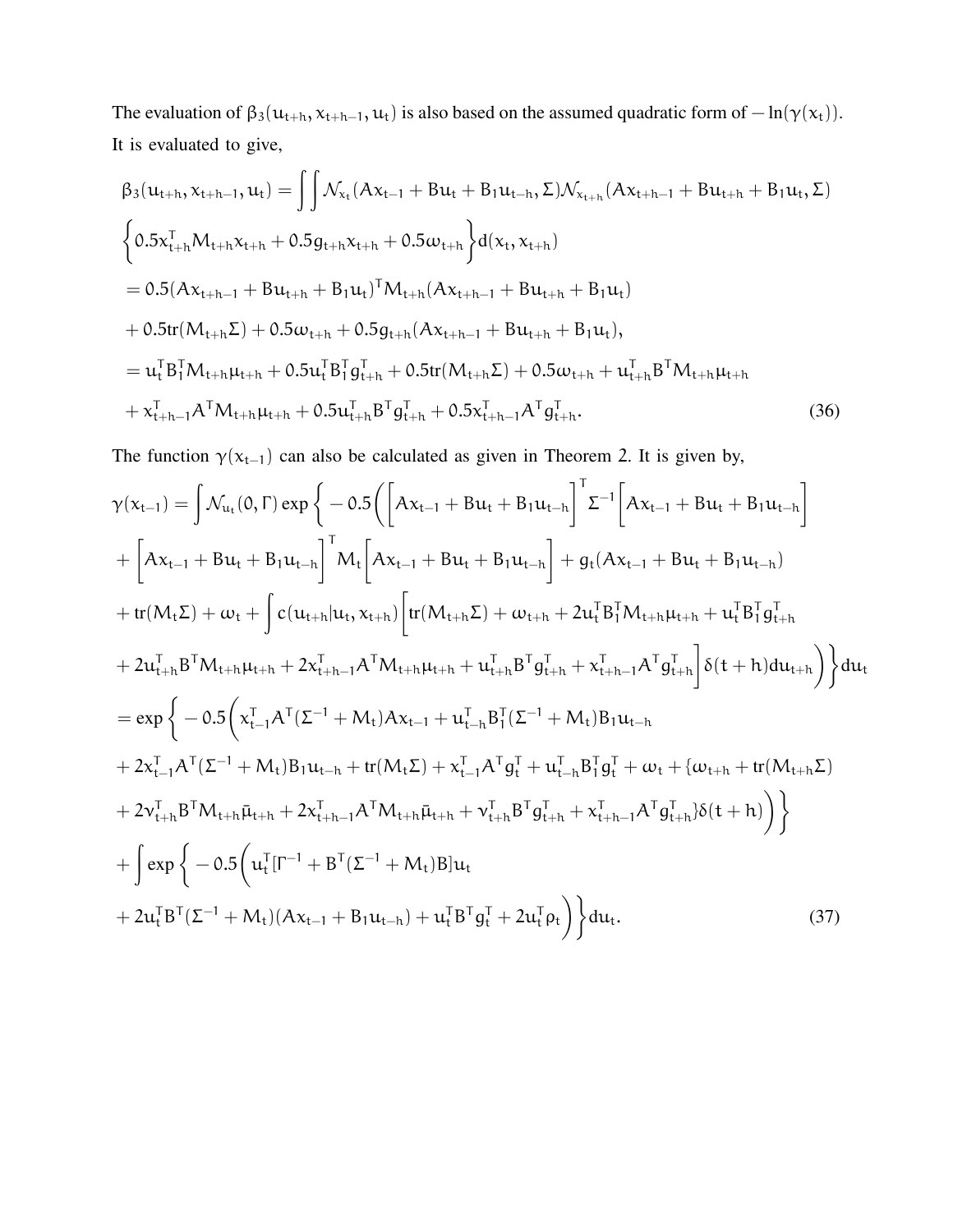The evaluation of $\beta_3(u_{t+h}, x_{t+h-1}, u_t)$ is also based on the assumed quadratic form of $-\ln(\gamma(x_t))$. It is evaluated to give,

$$
\begin{aligned}
\beta_3(u_{t+h}, x_{t+h-1}, u_t) &= \int\int \mathcal{N}_{x_t}(Ax_{t-1} + Bu_t + B_1 u_{t-h}, \Sigma)\mathcal{N}_{x_{t+h}}(Ax_{t+h-1} + Bu_{t+h} + B_1 u_t, \Sigma) \\
&\left\{0.5x_{t+h}^T M_{t+h} x_{t+h} + 0.5g_{t+h}x_{t+h} + 0.5\omega_{t+h}\right\} d(x_t, x_{t+h}) \\
&= 0.5(Ax_{t+h-1} + Bu_{t+h} + B_1 u_t)^T M_{t+h}(Ax_{t+h-1} + Bu_{t+h} + B_1 u_t) \\
&+ 0.5\text{tr}(M_{t+h}\Sigma) + 0.5\omega_{t+h} + 0.5g_{t+h}(Ax_{t+h-1} + Bu_{t+h} + B_1 u_t), \\
&= u_t^T B_1^T M_{t+h}\mu_{t+h} + 0.5u_t^T B_1^T g_{t+h}^T + 0.5\text{tr}(M_{t+h}\Sigma) + 0.5\omega_{t+h} + u_{t+h}^T B^T M_{t+h}\mu_{t+h} \\
&+ x_{t+h-1}^T A^T M_{t+h}\mu_{t+h} + 0.5u_{t+h}^T B^T g_{t+h}^T + 0.5x_{t+h-1}^T A^T g_{t+h}^T. \qquad (36)
\end{aligned}
$$

The function $\gamma(x_{t-1})$ can also be calculated as given in Theorem 2. It is given by,

$$
\begin{aligned}
\gamma(x_{t-1}) &= \int \mathcal{N}_{u_t}(0, \Gamma) \exp\Bigg\{ -0.5\Bigg( \left[Ax_{t-1} + Bu_t + B_1 u_{t-h}\right]^T \Sigma^{-1} \left[Ax_{t-1} + Bu_t + B_1 u_{t-h}\right] \\
&+ \left[Ax_{t-1} + Bu_t + B_1 u_{t-h}\right]^T M_t \left[Ax_{t-1} + Bu_t + B_1 u_{t-h}\right] + g_t(Ax_{t-1} + Bu_t + B_1 u_{t-h}) \\
&+ \text{tr}(M_t\Sigma) + \omega_t + \int c(u_{t+h}|u_t, x_{t+h}) \Big[\text{tr}(M_{t+h}\Sigma) + \omega_{t+h} + 2u_t^T B_1^T M_{t+h}\mu_{t+h} + u_t^T B_1^T g_{t+h}^T \\
&+ 2u_{t+h}^T B^T M_{t+h}\mu_{t+h} + 2x_{t+h-1}^T A^T M_{t+h}\mu_{t+h} + u_{t+h}^T B^T g_{t+h}^T + x_{t+h-1}^T A^T g_{t+h}^T\Big] \delta(t+h) du_{t+h} \Bigg) \Bigg\} du_t \\
&= \exp\Bigg\{ -0.5\Bigg( x_{t-1}^T A^T(\Sigma^{-1} + M_t)Ax_{t-1} + u_{t-h}^T B_1^T(\Sigma^{-1} + M_t)B_1 u_{t-h} \\
&+ 2x_{t-1}^T A^T(\Sigma^{-1} + M_t)B_1 u_{t-h} + \text{tr}(M_t\Sigma) + x_{t-1}^T A^T g_t^T + u_{t-h}^T B_1^T g_t^T + \omega_t + \{\omega_{t+h} + \text{tr}(M_{t+h}\Sigma) \\
&+ 2\nu_{t+h}^T B^T M_{t+h}\bar{\mu}_{t+h} + 2x_{t+h-1}^T A^T M_{t+h}\bar{\mu}_{t+h} + \nu_{t+h}^T B^T g_{t+h}^T + x_{t+h-1}^T A^T g_{t+h}^T\}\delta(t+h) \Bigg) \Bigg\} \\
&+ \int \exp\Bigg\{ -0.5\Bigg( u_t^T[\Gamma^{-1} + B^T(\Sigma^{-1} + M_t)B]u_t \\
&+ 2u_t^T B^T(\Sigma^{-1} + M_t)(Ax_{t-1} + B_1 u_{t-h}) + u_t^T B^T g_t^T + 2u_t^T \rho_t \Bigg) \Bigg\} du_t. \qquad (37)
\end{aligned}
$$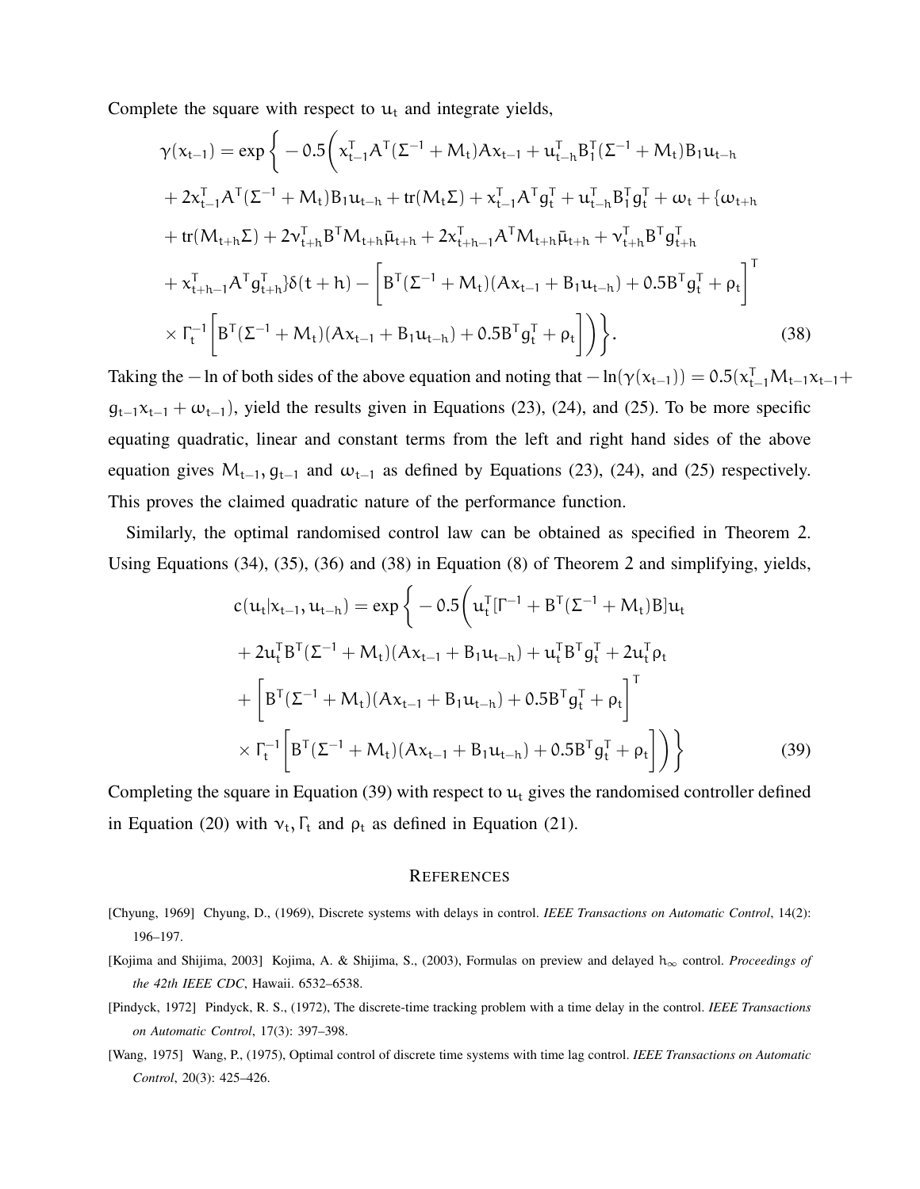Complete the square with respect to $u_t$ and integrate yields,

$$
\begin{aligned}
\gamma(x_{t-1}) = \exp\Bigg\{ & -0.5\Bigg( x_{t-1}^T A^T(\Sigma^{-1} + M_t)Ax_{t-1} + u_{t-h}^T B_1^T(\Sigma^{-1} + M_t)B_1 u_{t-h} \\
& + 2x_{t-1}^T A^T(\Sigma^{-1} + M_t)B_1 u_{t-h} + \mathrm{tr}(M_t\Sigma) + x_{t-1}^T A^T g_t^T + u_{t-h}^T B_1^T g_t^T + \omega_t + \{\omega_{t+h} \\
& + \mathrm{tr}(M_{t+h}\Sigma) + 2\nu_{t+h}^T B^T M_{t+h}\bar{\mu}_{t+h} + 2x_{t+h-1}^T A^T M_{t+h}\bar{\mu}_{t+h} + \nu_{t+h}^T B^T g_{t+h}^T \\
& + x_{t+h-1}^T A^T g_{t+h}^T\}\delta(t+h) - \left[ B^T(\Sigma^{-1} + M_t)(Ax_{t-1} + B_1 u_{t-h}) + 0.5B^T g_t^T + \rho_t \right]^T \\
& \times \Gamma_t^{-1}\left[ B^T(\Sigma^{-1} + M_t)(Ax_{t-1} + B_1 u_{t-h}) + 0.5B^T g_t^T + \rho_t \right] \Bigg) \Bigg\}. \qquad (38)
\end{aligned}
$$

Taking the $-\ln$ of both sides of the above equation and noting that $-\ln(\gamma(x_{t-1})) = 0.5(x_{t-1}^T M_{t-1} x_{t-1} + g_{t-1} x_{t-1} + \omega_{t-1})$, yield the results given in Equations (23), (24), and (25). To be more specific equating quadratic, linear and constant terms from the left and right hand sides of the above equation gives $M_{t-1}, g_{t-1}$ and $\omega_{t-1}$ as defined by Equations (23), (24), and (25) respectively. This proves the claimed quadratic nature of the performance function.

Similarly, the optimal randomised control law can be obtained as specified in Theorem 2. Using Equations (34), (35), (36) and (38) in Equation (8) of Theorem 2 and simplifying, yields,

$$
\begin{aligned}
c(u_t|x_{t-1}, u_{t-h}) = \exp\Bigg\{ & -0.5\Bigg( u_t^T[\Gamma^{-1} + B^T(\Sigma^{-1} + M_t)B]u_t \\
& + 2u_t^T B^T(\Sigma^{-1} + M_t)(Ax_{t-1} + B_1 u_{t-h}) + u_t^T B^T g_t^T + 2u_t^T \rho_t \\
& + \left[ B^T(\Sigma^{-1} + M_t)(Ax_{t-1} + B_1 u_{t-h}) + 0.5B^T g_t^T + \rho_t \right]^T \\
& \times \Gamma_t^{-1}\left[ B^T(\Sigma^{-1} + M_t)(Ax_{t-1} + B_1 u_{t-h}) + 0.5B^T g_t^T + \rho_t \right] \Bigg) \Bigg\} \qquad (39)
\end{aligned}
$$

Completing the square in Equation (39) with respect to $u_t$ gives the randomised controller defined in Equation (20) with $\nu_t, \Gamma_t$ and $\rho_t$ as defined in Equation (21).

## REFERENCES

[Chyung, 1969] Chyung, D., (1969), Discrete systems with delays in control. *IEEE Transactions on Automatic Control*, 14(2): 196–197.

[Kojima and Shijima, 2003] Kojima, A. & Shijima, S., (2003), Formulas on preview and delayed $h_\infty$ control. *Proceedings of the 42th IEEE CDC*, Hawaii. 6532–6538.

[Pindyck, 1972] Pindyck, R. S., (1972), The discrete-time tracking problem with a time delay in the control. *IEEE Transactions on Automatic Control*, 17(3): 397–398.

[Wang, 1975] Wang, P., (1975), Optimal control of discrete time systems with time lag control. *IEEE Transactions on Automatic Control*, 20(3): 425–426.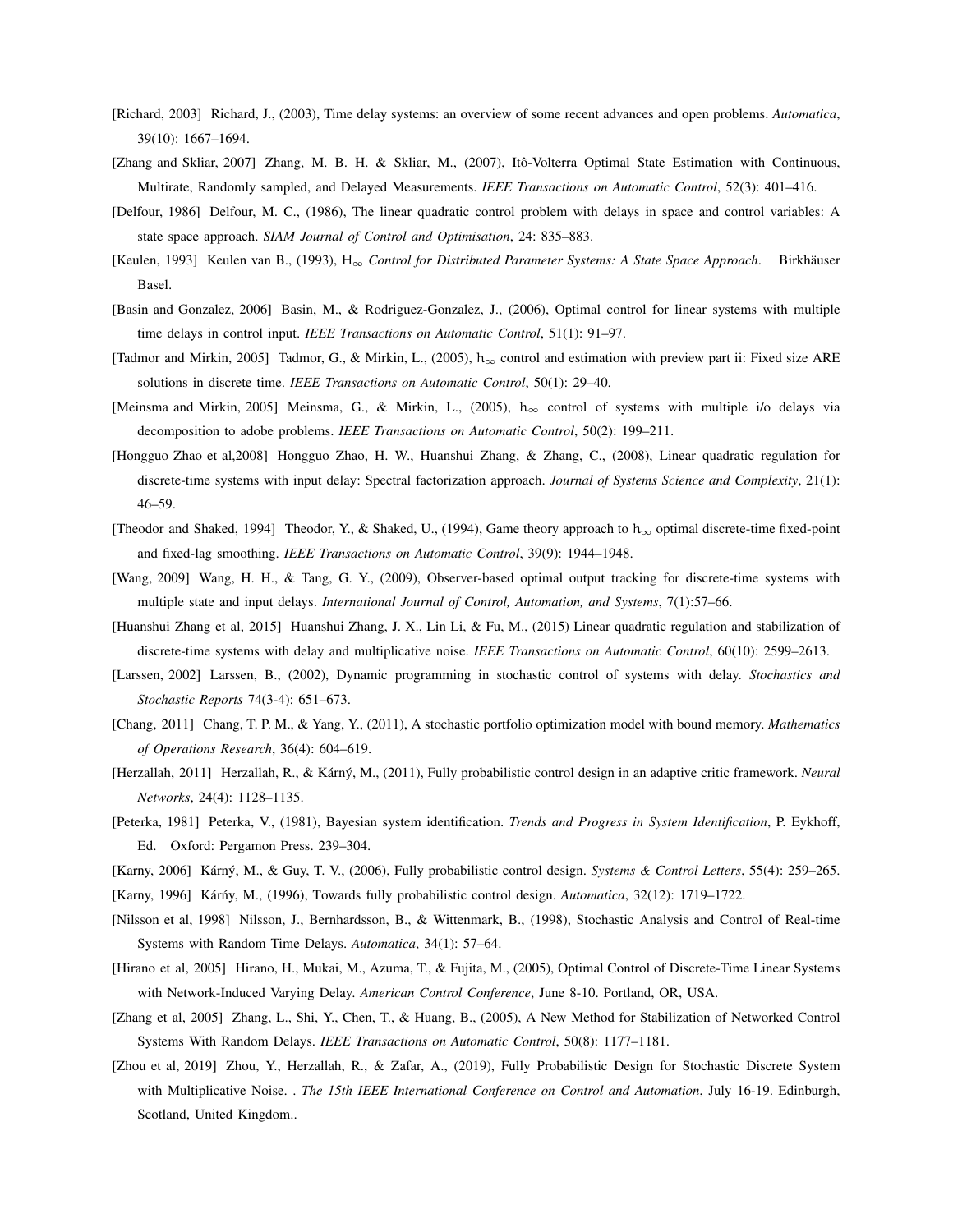[Richard, 2003] Richard, J., (2003), Time delay systems: an overview of some recent advances and open problems. *Automatica*, 39(10): 1667–1694.

[Zhang and Skliar, 2007] Zhang, M. B. H. & Skliar, M., (2007), Itô-Volterra Optimal State Estimation with Continuous, Multirate, Randomly sampled, and Delayed Measurements. *IEEE Transactions on Automatic Control*, 52(3): 401–416.

[Delfour, 1986] Delfour, M. C., (1986), The linear quadratic control problem with delays in space and control variables: A state space approach. *SIAM Journal of Control and Optimisation*, 24: 835–883.

[Keulen, 1993] Keulen van B., (1993), $\mathrm{H}_\infty$ *Control for Distributed Parameter Systems: A State Space Approach*. Birkhäuser Basel.

[Basin and Gonzalez, 2006] Basin, M., & Rodriguez-Gonzalez, J., (2006), Optimal control for linear systems with multiple time delays in control input. *IEEE Transactions on Automatic Control*, 51(1): 91–97.

[Tadmor and Mirkin, 2005] Tadmor, G., & Mirkin, L., (2005), $\mathrm{h}_\infty$ control and estimation with preview part ii: Fixed size ARE solutions in discrete time. *IEEE Transactions on Automatic Control*, 50(1): 29–40.

[Meinsma and Mirkin, 2005] Meinsma, G., & Mirkin, L., (2005), $\mathrm{h}_\infty$ control of systems with multiple i/o delays via decomposition to adobe problems. *IEEE Transactions on Automatic Control*, 50(2): 199–211.

[Hongguo Zhao et al,2008] Hongguo Zhao, H. W., Huanshui Zhang, & Zhang, C., (2008), Linear quadratic regulation for discrete-time systems with input delay: Spectral factorization approach. *Journal of Systems Science and Complexity*, 21(1): 46–59.

[Theodor and Shaked, 1994] Theodor, Y., & Shaked, U., (1994), Game theory approach to $\mathrm{h}_\infty$ optimal discrete-time fixed-point and fixed-lag smoothing. *IEEE Transactions on Automatic Control*, 39(9): 1944–1948.

[Wang, 2009] Wang, H. H., & Tang, G. Y., (2009), Observer-based optimal output tracking for discrete-time systems with multiple state and input delays. *International Journal of Control, Automation, and Systems*, 7(1):57–66.

[Huanshui Zhang et al, 2015] Huanshui Zhang, J. X., Lin Li, & Fu, M., (2015) Linear quadratic regulation and stabilization of discrete-time systems with delay and multiplicative noise. *IEEE Transactions on Automatic Control*, 60(10): 2599–2613.

[Larssen, 2002] Larssen, B., (2002), Dynamic programming in stochastic control of systems with delay. *Stochastics and Stochastic Reports* 74(3-4): 651–673.

[Chang, 2011] Chang, T. P. M., & Yang, Y., (2011), A stochastic portfolio optimization model with bound memory. *Mathematics of Operations Research*, 36(4): 604–619.

[Herzallah, 2011] Herzallah, R., & Kárný, M., (2011), Fully probabilistic control design in an adaptive critic framework. *Neural Networks*, 24(4): 1128–1135.

[Peterka, 1981] Peterka, V., (1981), Bayesian system identification. *Trends and Progress in System Identification*, P. Eykhoff, Ed. Oxford: Pergamon Press. 239–304.

[Karny, 2006] Kárný, M., & Guy, T. V., (2006), Fully probabilistic control design. *Systems & Control Letters*, 55(4): 259–265.

[Karny, 1996] Kárńy, M., (1996), Towards fully probabilistic control design. *Automatica*, 32(12): 1719–1722.

[Nilsson et al, 1998] Nilsson, J., Bernhardsson, B., & Wittenmark, B., (1998), Stochastic Analysis and Control of Real-time Systems with Random Time Delays. *Automatica*, 34(1): 57–64.

[Hirano et al, 2005] Hirano, H., Mukai, M., Azuma, T., & Fujita, M., (2005), Optimal Control of Discrete-Time Linear Systems with Network-Induced Varying Delay. *American Control Conference*, June 8-10. Portland, OR, USA.

[Zhang et al, 2005] Zhang, L., Shi, Y., Chen, T., & Huang, B., (2005), A New Method for Stabilization of Networked Control Systems With Random Delays. *IEEE Transactions on Automatic Control*, 50(8): 1177–1181.

[Zhou et al, 2019] Zhou, Y., Herzallah, R., & Zafar, A., (2019), Fully Probabilistic Design for Stochastic Discrete System with Multiplicative Noise. . *The 15th IEEE International Conference on Control and Automation*, July 16-19. Edinburgh, Scotland, United Kingdom..